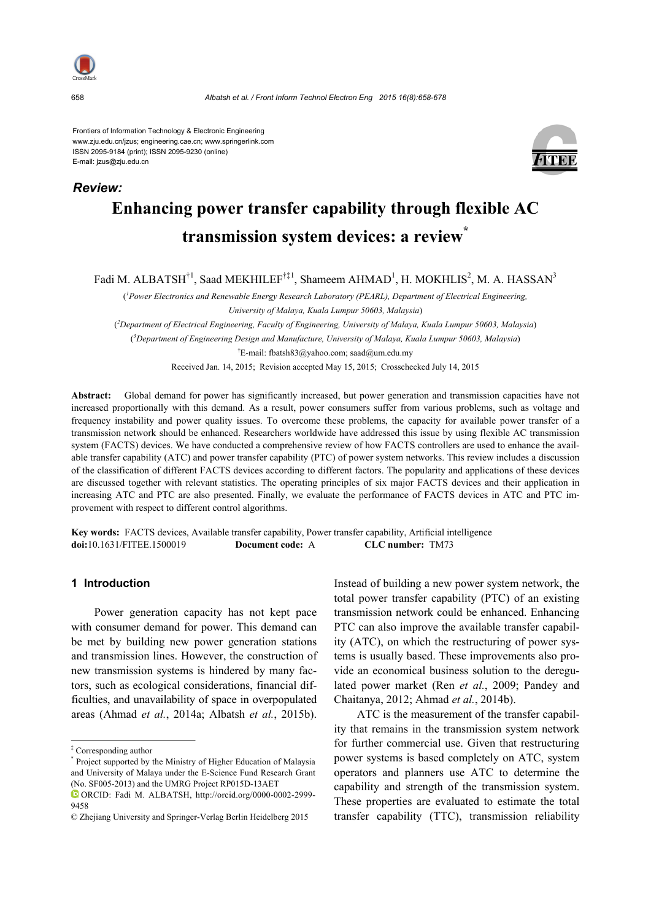Frontiers of Information Technology & Electronic Engineering
www.zju.edu.cn/jzus; engineering.cae.cn; www.springerlink.com
ISSN 2095-9184 (print); ISSN 2095-9230 (online)
E-mail: jzus@zju.edu.cn

***Review:***

# Enhancing power transfer capability through flexible AC transmission system devices: a review*

Fadi M. ALBATSH[†1], Saad MEKHILEF[†‡1], Shameem AHMAD[1], H. MOKHLIS[2], M. A. HASSAN[3]

([1]*Power Electronics and Renewable Energy Research Laboratory (PEARL), Department of Electrical Engineering, University of Malaya, Kuala Lumpur 50603, Malaysia*)

([2]*Department of Electrical Engineering, Faculty of Engineering, University of Malaya, Kuala Lumpur 50603, Malaysia*)

([3]*Department of Engineering Design and Manufacture, University of Malaya, Kuala Lumpur 50603, Malaysia*)

[†]E-mail: fbatsh83@yahoo.com; saad@um.edu.my

Received Jan. 14, 2015; Revision accepted May 15, 2015; Crosschecked July 14, 2015

**Abstract:** Global demand for power has significantly increased, but power generation and transmission capacities have not increased proportionally with this demand. As a result, power consumers suffer from various problems, such as voltage and frequency instability and power quality issues. To overcome these problems, the capacity for available power transfer of a transmission network should be enhanced. Researchers worldwide have addressed this issue by using flexible AC transmission system (FACTS) devices. We have conducted a comprehensive review of how FACTS controllers are used to enhance the available transfer capability (ATC) and power transfer capability (PTC) of power system networks. This review includes a discussion of the classification of different FACTS devices according to different factors. The popularity and applications of these devices are discussed together with relevant statistics. The operating principles of six major FACTS devices and their application in increasing ATC and PTC are also presented. Finally, we evaluate the performance of FACTS devices in ATC and PTC improvement with respect to different control algorithms.

**Key words:** FACTS devices, Available transfer capability, Power transfer capability, Artificial intelligence
**doi:**10.1631/FITEE.1500019 **Document code:** A **CLC number:** TM73

## 1 Introduction

Power generation capacity has not kept pace with consumer demand for power. This demand can be met by building new power generation stations and transmission lines. However, the construction of new transmission systems is hindered by many factors, such as ecological considerations, financial difficulties, and unavailability of space in overpopulated areas (Ahmad *et al.*, 2014a; Albatsh *et al.*, 2015b). Instead of building a new power system network, the total power transfer capability (PTC) of an existing transmission network could be enhanced. Enhancing PTC can also improve the available transfer capability (ATC), on which the restructuring of power systems is usually based. These improvements also provide an economical business solution to the deregulated power market (Ren *et al.*, 2009; Pandey and Chaitanya, 2012; Ahmad *et al.*, 2014b).

ATC is the measurement of the transfer capability that remains in the transmission system network for further commercial use. Given that restructuring power systems is based completely on ATC, system operators and planners use ATC to determine the capability and strength of the transmission system. These properties are evaluated to estimate the total transfer capability (TTC), transmission reliability

---

[‡] Corresponding author
[*] Project supported by the Ministry of Higher Education of Malaysia and University of Malaya under the E-Science Fund Research Grant (No. SF005-2013) and the UMRG Project RP015D-13AET
ORCID: Fadi M. ALBATSH, http://orcid.org/0000-0002-2999-9458
© Zhejiang University and Springer-Verlag Berlin Heidelberg 2015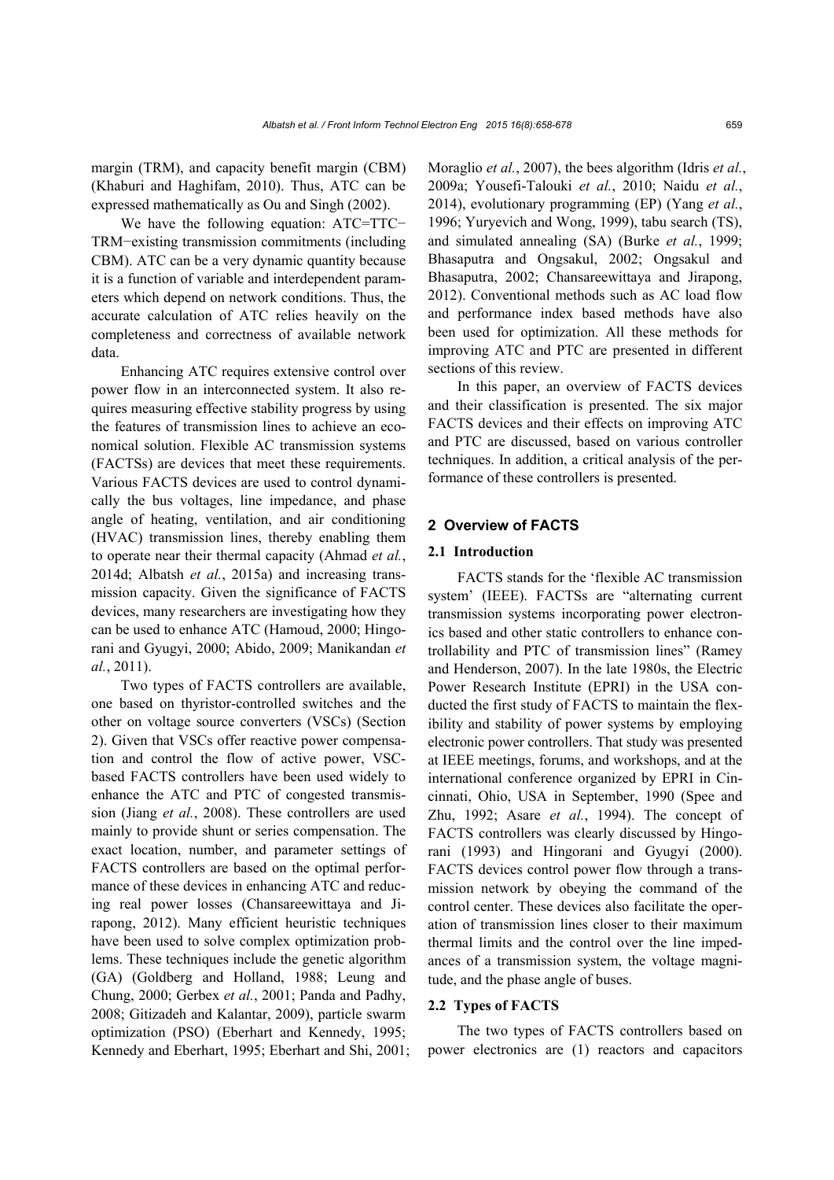margin (TRM), and capacity benefit margin (CBM) (Khaburi and Haghifam, 2010). Thus, ATC can be expressed mathematically as Ou and Singh (2002).

We have the following equation: ATC=TTC−TRM−existing transmission commitments (including CBM). ATC can be a very dynamic quantity because it is a function of variable and interdependent parameters which depend on network conditions. Thus, the accurate calculation of ATC relies heavily on the completeness and correctness of available network data.

Enhancing ATC requires extensive control over power flow in an interconnected system. It also requires measuring effective stability progress by using the features of transmission lines to achieve an economical solution. Flexible AC transmission systems (FACTSs) are devices that meet these requirements. Various FACTS devices are used to control dynamically the bus voltages, line impedance, and phase angle of heating, ventilation, and air conditioning (HVAC) transmission lines, thereby enabling them to operate near their thermal capacity (Ahmad *et al.*, 2014d; Albatsh *et al.*, 2015a) and increasing transmission capacity. Given the significance of FACTS devices, many researchers are investigating how they can be used to enhance ATC (Hamoud, 2000; Hingorani and Gyugyi, 2000; Abido, 2009; Manikandan *et al.*, 2011).

Two types of FACTS controllers are available, one based on thyristor-controlled switches and the other on voltage source converters (VSCs) (Section 2). Given that VSCs offer reactive power compensation and control the flow of active power, VSC-based FACTS controllers have been used widely to enhance the ATC and PTC of congested transmission (Jiang *et al.*, 2008). These controllers are used mainly to provide shunt or series compensation. The exact location, number, and parameter settings of FACTS controllers are based on the optimal performance of these devices in enhancing ATC and reducing real power losses (Chansareewittaya and Jirapong, 2012). Many efficient heuristic techniques have been used to solve complex optimization problems. These techniques include the genetic algorithm (GA) (Goldberg and Holland, 1988; Leung and Chung, 2000; Gerbex *et al.*, 2001; Panda and Padhy, 2008; Gitizadeh and Kalantar, 2009), particle swarm optimization (PSO) (Eberhart and Kennedy, 1995; Kennedy and Eberhart, 1995; Eberhart and Shi, 2001; Moraglio *et al.*, 2007), the bees algorithm (Idris *et al.*, 2009a; Yousefi-Talouki *et al.*, 2010; Naidu *et al.*, 2014), evolutionary programming (EP) (Yang *et al.*, 1996; Yuryevich and Wong, 1999), tabu search (TS), and simulated annealing (SA) (Burke *et al.*, 1999; Bhasaputra and Ongsakul, 2002; Ongsakul and Bhasaputra, 2002; Chansareewittaya and Jirapong, 2012). Conventional methods such as AC load flow and performance index based methods have also been used for optimization. All these methods for improving ATC and PTC are presented in different sections of this review.

In this paper, an overview of FACTS devices and their classification is presented. The six major FACTS devices and their effects on improving ATC and PTC are discussed, based on various controller techniques. In addition, a critical analysis of the performance of these controllers is presented.

## 2 Overview of FACTS

### 2.1 Introduction

FACTS stands for the 'flexible AC transmission system' (IEEE). FACTSs are "alternating current transmission systems incorporating power electronics based and other static controllers to enhance controllability and PTC of transmission lines" (Ramey and Henderson, 2007). In the late 1980s, the Electric Power Research Institute (EPRI) in the USA conducted the first study of FACTS to maintain the flexibility and stability of power systems by employing electronic power controllers. That study was presented at IEEE meetings, forums, and workshops, and at the international conference organized by EPRI in Cincinnati, Ohio, USA in September, 1990 (Spee and Zhu, 1992; Asare *et al.*, 1994). The concept of FACTS controllers was clearly discussed by Hingorani (1993) and Hingorani and Gyugyi (2000). FACTS devices control power flow through a transmission network by obeying the command of the control center. These devices also facilitate the operation of transmission lines closer to their maximum thermal limits and the control over the line impedances of a transmission system, the voltage magnitude, and the phase angle of buses.

### 2.2 Types of FACTS

The two types of FACTS controllers based on power electronics are (1) reactors and capacitors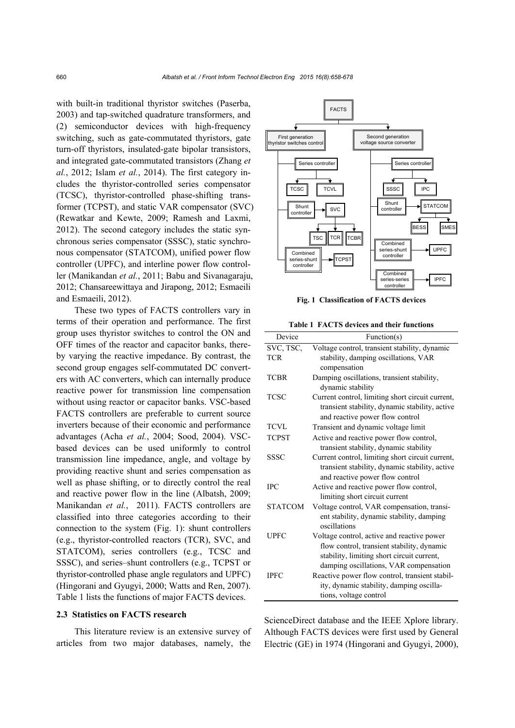with built-in traditional thyristor switches (Paserba, 2003) and tap-switched quadrature transformers, and (2) semiconductor devices with high-frequency switching, such as gate-commutated thyristors, gate turn-off thyristors, insulated-gate bipolar transistors, and integrated gate-commutated transistors (Zhang *et al.*, 2012; Islam *et al.*, 2014). The first category includes the thyristor-controlled series compensator (TCSC), thyristor-controlled phase-shifting transformer (TCPST), and static VAR compensator (SVC) (Rewatkar and Kewte, 2009; Ramesh and Laxmi, 2012). The second category includes the static synchronous series compensator (SSSC), static synchronous compensator (STATCOM), unified power flow controller (UPFC), and interline power flow controller (Manikandan *et al.*, 2011; Babu and Sivanagaraju, 2012; Chansareewittaya and Jirapong, 2012; Esmaeili and Esmaeili, 2012).

These two types of FACTS controllers vary in terms of their operation and performance. The first group uses thyristor switches to control the ON and OFF times of the reactor and capacitor banks, thereby varying the reactive impedance. By contrast, the second group engages self-commutated DC converters with AC converters, which can internally produce reactive power for transmission line compensation without using reactor or capacitor banks. VSC-based FACTS controllers are preferable to current source inverters because of their economic and performance advantages (Acha *et al.*, 2004; Sood, 2004). VSC-based devices can be used uniformly to control transmission line impedance, angle, and voltage by providing reactive shunt and series compensation as well as phase shifting, or to directly control the real and reactive power flow in the line (Albatsh, 2009; Manikandan *et al.*, 2011). FACTS controllers are classified into three categories according to their connection to the system (Fig. 1): shunt controllers (e.g., thyristor-controlled reactors (TCR), SVC, and STATCOM), series controllers (e.g., TCSC and SSSC), and series–shunt controllers (e.g., TCPST or thyristor-controlled phase angle regulators and UPFC) (Hingorani and Gyugyi, 2000; Watts and Ren, 2007). Table 1 lists the functions of major FACTS devices.

**Fig. 1 Classification of FACTS devices**

**Table 1 FACTS devices and their functions**

| Device | Function(s) |
|---|---|
| SVC, TSC, TCR | Voltage control, transient stability, dynamic stability, damping oscillations, VAR compensation |
| TCBR | Damping oscillations, transient stability, dynamic stability |
| TCSC | Current control, limiting short circuit current, transient stability, dynamic stability, active and reactive power flow control |
| TCVL | Transient and dynamic voltage limit |
| TCPST | Active and reactive power flow control, transient stability, dynamic stability |
| SSSC | Current control, limiting short circuit current, transient stability, dynamic stability, active and reactive power flow control |
| IPC | Active and reactive power flow control, limiting short circuit current |
| STATCOM | Voltage control, VAR compensation, transient stability, dynamic stability, damping oscillations |
| UPFC | Voltage control, active and reactive power flow control, transient stability, dynamic stability, limiting short circuit current, damping oscillations, VAR compensation |
| IPFC | Reactive power flow control, transient stability, dynamic stability, damping oscillations, voltage control |

### 2.3 Statistics on FACTS research

This literature review is an extensive survey of articles from two major databases, namely, the ScienceDirect database and the IEEE Xplore library. Although FACTS devices were first used by General Electric (GE) in 1974 (Hingorani and Gyugyi, 2000),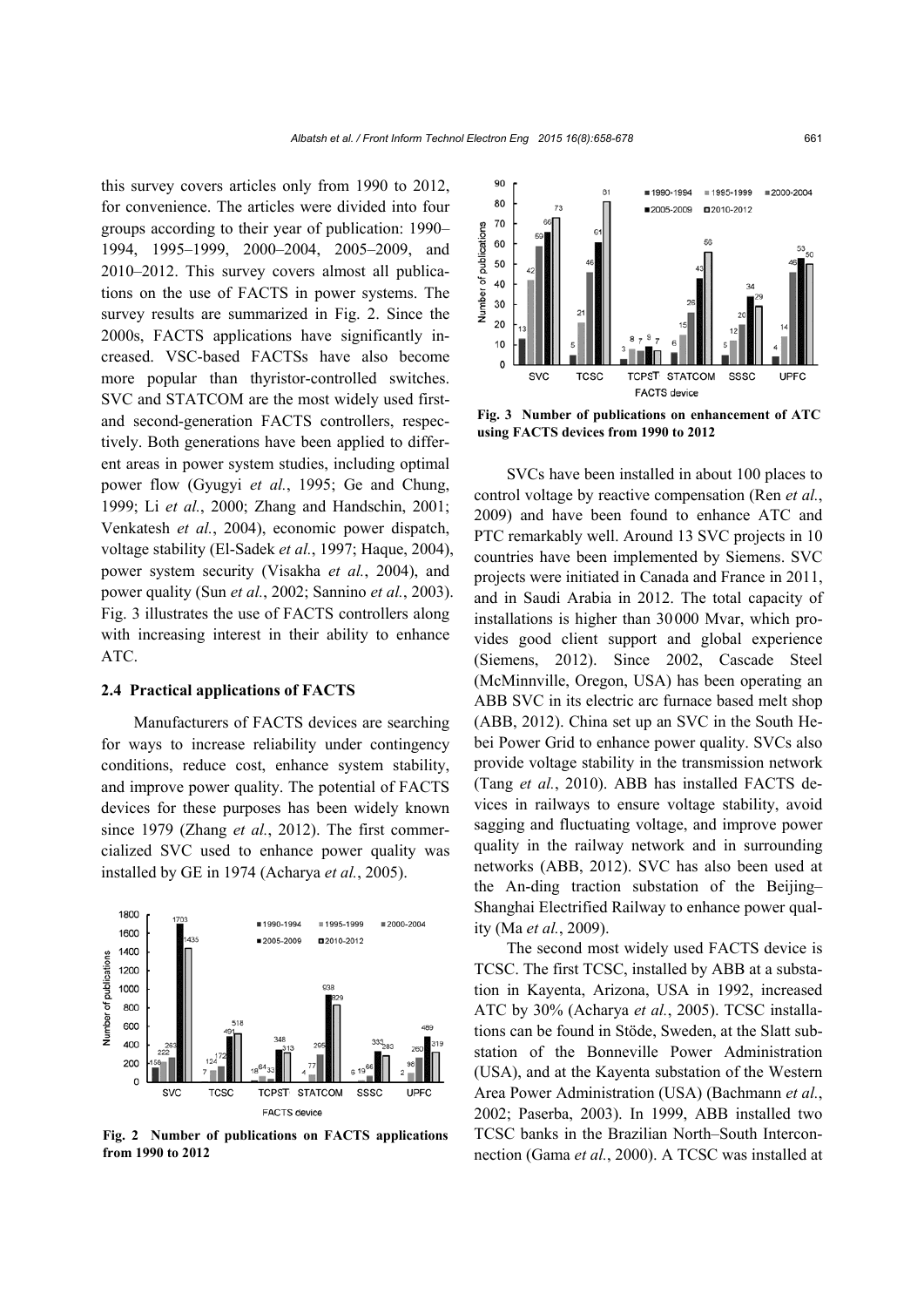this survey covers articles only from 1990 to 2012, for convenience. The articles were divided into four groups according to their year of publication: 1990–1994, 1995–1999, 2000–2004, 2005–2009, and 2010–2012. This survey covers almost all publications on the use of FACTS in power systems. The survey results are summarized in Fig. 2. Since the 2000s, FACTS applications have significantly increased. VSC-based FACTSs have also become more popular than thyristor-controlled switches. SVC and STATCOM are the most widely used first- and second-generation FACTS controllers, respectively. Both generations have been applied to different areas in power system studies, including optimal power flow (Gyugyi *et al.*, 1995; Ge and Chung, 1999; Li *et al.*, 2000; Zhang and Handschin, 2001; Venkatesh *et al.*, 2004), economic power dispatch, voltage stability (El-Sadek *et al.*, 1997; Haque, 2004), power system security (Visakha *et al.*, 2004), and power quality (Sun *et al.*, 2002; Sannino *et al.*, 2003). Fig. 3 illustrates the use of FACTS controllers along with increasing interest in their ability to enhance ATC.

### 2.4 Practical applications of FACTS

Manufacturers of FACTS devices are searching for ways to increase reliability under contingency conditions, reduce cost, enhance system stability, and improve power quality. The potential of FACTS devices for these purposes has been widely known since 1979 (Zhang *et al.*, 2012). The first commercialized SVC used to enhance power quality was installed by GE in 1974 (Acharya *et al.*, 2005).

**Fig. 2 Number of publications on FACTS applications from 1990 to 2012**

**Fig. 3 Number of publications on enhancement of ATC using FACTS devices from 1990 to 2012**

SVCs have been installed in about 100 places to control voltage by reactive compensation (Ren *et al.*, 2009) and have been found to enhance ATC and PTC remarkably well. Around 13 SVC projects in 10 countries have been implemented by Siemens. SVC projects were initiated in Canada and France in 2011, and in Saudi Arabia in 2012. The total capacity of installations is higher than 30 000 Mvar, which provides good client support and global experience (Siemens, 2012). Since 2002, Cascade Steel (McMinnville, Oregon, USA) has been operating an ABB SVC in its electric arc furnace based melt shop (ABB, 2012). China set up an SVC in the South Hebei Power Grid to enhance power quality. SVCs also provide voltage stability in the transmission network (Tang *et al.*, 2010). ABB has installed FACTS devices in railways to ensure voltage stability, avoid sagging and fluctuating voltage, and improve power quality in the railway network and in surrounding networks (ABB, 2012). SVC has also been used at the An-ding traction substation of the Beijing–Shanghai Electrified Railway to enhance power quality (Ma *et al.*, 2009).

The second most widely used FACTS device is TCSC. The first TCSC, installed by ABB at a substation in Kayenta, Arizona, USA in 1992, increased ATC by 30% (Acharya *et al.*, 2005). TCSC installations can be found in Stöde, Sweden, at the Slatt substation of the Bonneville Power Administration (USA), and at the Kayenta substation of the Western Area Power Administration (USA) (Bachmann *et al.*, 2002; Paserba, 2003). In 1999, ABB installed two TCSC banks in the Brazilian North–South Interconnection (Gama *et al.*, 2000). A TCSC was installed at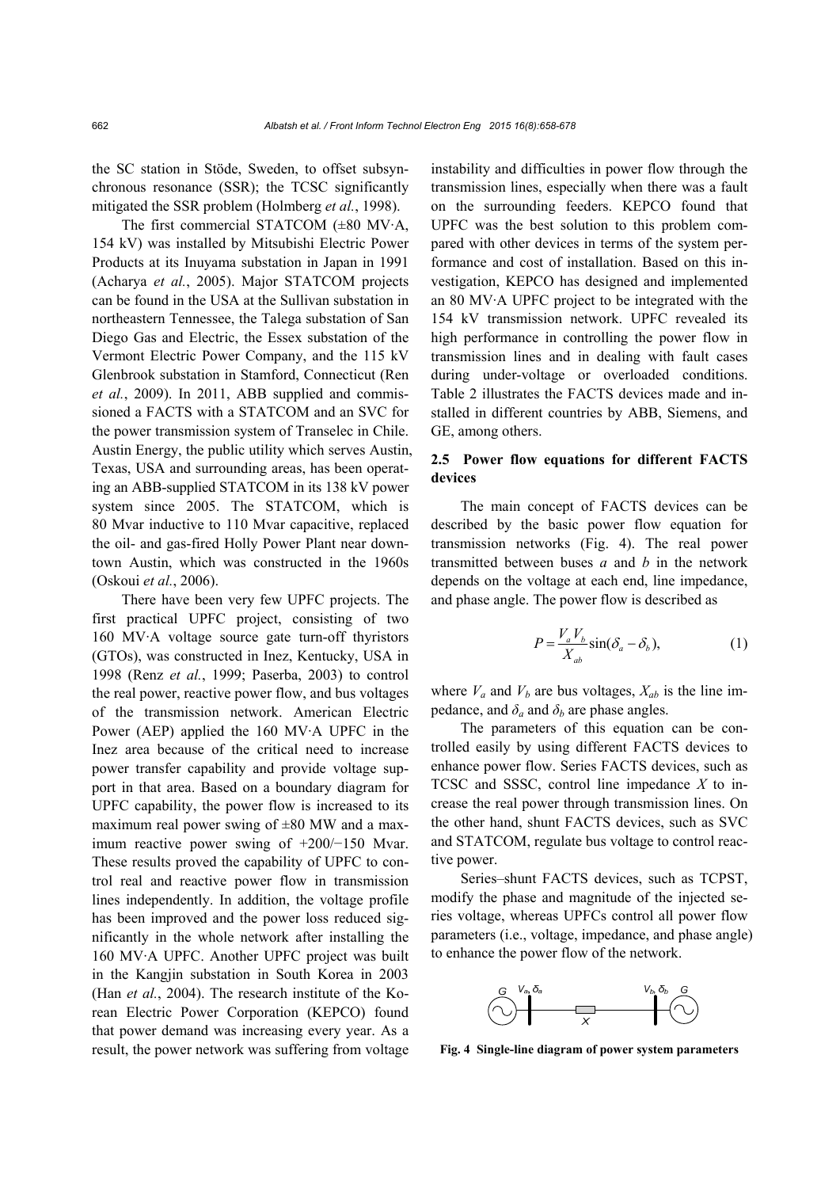the SC station in Stöde, Sweden, to offset subsynchronous resonance (SSR); the TCSC significantly mitigated the SSR problem (Holmberg *et al.*, 1998).

The first commercial STATCOM (±80 MV·A, 154 kV) was installed by Mitsubishi Electric Power Products at its Inuyama substation in Japan in 1991 (Acharya *et al.*, 2005). Major STATCOM projects can be found in the USA at the Sullivan substation in northeastern Tennessee, the Talega substation of San Diego Gas and Electric, the Essex substation of the Vermont Electric Power Company, and the 115 kV Glenbrook substation in Stamford, Connecticut (Ren *et al.*, 2009). In 2011, ABB supplied and commissioned a FACTS with a STATCOM and an SVC for the power transmission system of Transelec in Chile. Austin Energy, the public utility which serves Austin, Texas, USA and surrounding areas, has been operating an ABB-supplied STATCOM in its 138 kV power system since 2005. The STATCOM, which is 80 Mvar inductive to 110 Mvar capacitive, replaced the oil- and gas-fired Holly Power Plant near downtown Austin, which was constructed in the 1960s (Oskoui *et al.*, 2006).

There have been very few UPFC projects. The first practical UPFC project, consisting of two 160 MV·A voltage source gate turn-off thyristors (GTOs), was constructed in Inez, Kentucky, USA in 1998 (Renz *et al.*, 1999; Paserba, 2003) to control the real power, reactive power flow, and bus voltages of the transmission network. American Electric Power (AEP) applied the 160 MV·A UPFC in the Inez area because of the critical need to increase power transfer capability and provide voltage support in that area. Based on a boundary diagram for UPFC capability, the power flow is increased to its maximum real power swing of ±80 MW and a maximum reactive power swing of +200/−150 Mvar. These results proved the capability of UPFC to control real and reactive power flow in transmission lines independently. In addition, the voltage profile has been improved and the power loss reduced significantly in the whole network after installing the 160 MV·A UPFC. Another UPFC project was built in the Kangjin substation in South Korea in 2003 (Han *et al.*, 2004). The research institute of the Korean Electric Power Corporation (KEPCO) found that power demand was increasing every year. As a result, the power network was suffering from voltage instability and difficulties in power flow through the transmission lines, especially when there was a fault on the surrounding feeders. KEPCO found that UPFC was the best solution to this problem compared with other devices in terms of the system performance and cost of installation. Based on this investigation, KEPCO has designed and implemented an 80 MV·A UPFC project to be integrated with the 154 kV transmission network. UPFC revealed its high performance in controlling the power flow in transmission lines and in dealing with fault cases during under-voltage or overloaded conditions. Table 2 illustrates the FACTS devices made and installed in different countries by ABB, Siemens, and GE, among others.

### 2.5 Power flow equations for different FACTS devices

The main concept of FACTS devices can be described by the basic power flow equation for transmission networks (Fig. 4). The real power transmitted between buses *a* and *b* in the network depends on the voltage at each end, line impedance, and phase angle. The power flow is described as

$$P = \frac{V_a V_b}{X_{ab}} \sin(\delta_a - \delta_b), \tag{1}$$

where $V_a$ and $V_b$ are bus voltages, $X_{ab}$ is the line impedance, and $\delta_a$ and $\delta_b$ are phase angles.

The parameters of this equation can be controlled easily by using different FACTS devices to enhance power flow. Series FACTS devices, such as TCSC and SSSC, control line impedance $X$ to increase the real power through transmission lines. On the other hand, shunt FACTS devices, such as SVC and STATCOM, regulate bus voltage to control reactive power.

Series–shunt FACTS devices, such as TCPST, modify the phase and magnitude of the injected series voltage, whereas UPFCs control all power flow parameters (i.e., voltage, impedance, and phase angle) to enhance the power flow of the network.

**Fig. 4 Single-line diagram of power system parameters**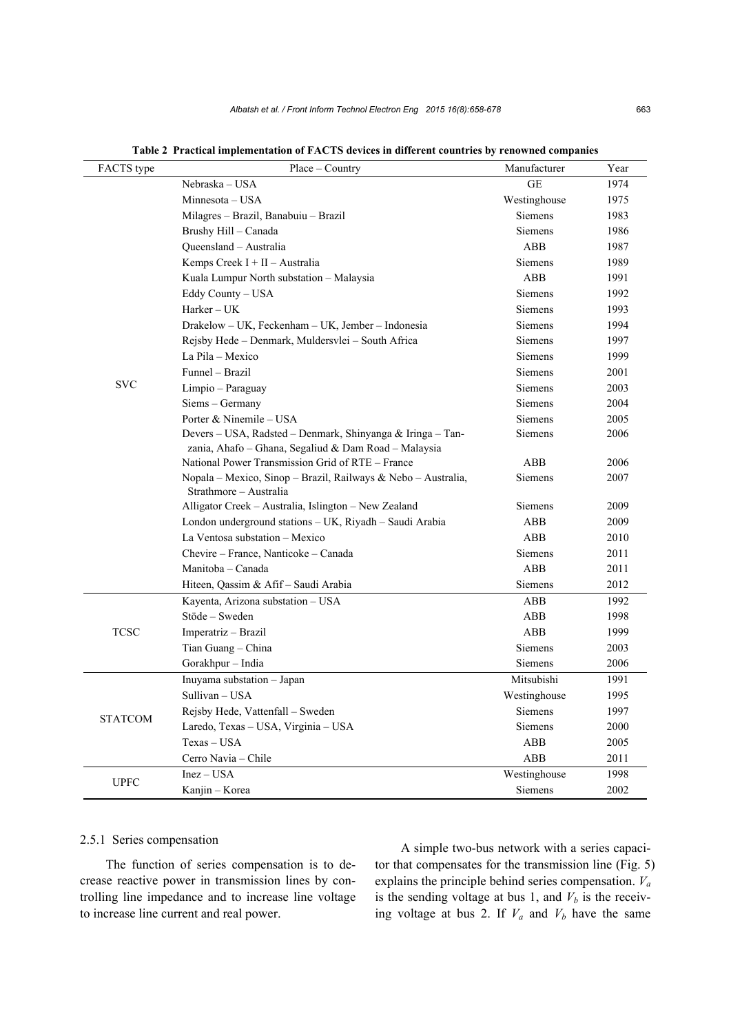**Table 2 Practical implementation of FACTS devices in different countries by renowned companies**

| FACTS type | Place – Country | Manufacturer | Year |
|---|---|---|---|
| SVC | Nebraska – USA | GE | 1974 |
| | Minnesota – USA | Westinghouse | 1975 |
| | Milagres – Brazil, Banabuiu – Brazil | Siemens | 1983 |
| | Brushy Hill – Canada | Siemens | 1986 |
| | Queensland – Australia | ABB | 1987 |
| | Kemps Creek I + II – Australia | Siemens | 1989 |
| | Kuala Lumpur North substation – Malaysia | ABB | 1991 |
| | Eddy County – USA | Siemens | 1992 |
| | Harker – UK | Siemens | 1993 |
| | Drakelow – UK, Feckenham – UK, Jember – Indonesia | Siemens | 1994 |
| | Rejsby Hede – Denmark, Muldersvlei – South Africa | Siemens | 1997 |
| | La Pila – Mexico | Siemens | 1999 |
| | Funnel – Brazil | Siemens | 2001 |
| | Limpio – Paraguay | Siemens | 2003 |
| | Siems – Germany | Siemens | 2004 |
| | Porter & Ninemile – USA | Siemens | 2005 |
| | Devers – USA, Radsted – Denmark, Shinyanga & Iringa – Tanzania, Ahafo – Ghana, Segaliud & Dam Road – Malaysia | Siemens | 2006 |
| | National Power Transmission Grid of RTE – France | ABB | 2006 |
| | Nopala – Mexico, Sinop – Brazil, Railways & Nebo – Australia, Strathmore – Australia | Siemens | 2007 |
| | Alligator Creek – Australia, Islington – New Zealand | Siemens | 2009 |
| | London underground stations – UK, Riyadh – Saudi Arabia | ABB | 2009 |
| | La Ventosa substation – Mexico | ABB | 2010 |
| | Chevire – France, Nanticoke – Canada | Siemens | 2011 |
| | Manitoba – Canada | ABB | 2011 |
| | Hiteen, Qassim & Afif – Saudi Arabia | Siemens | 2012 |
| TCSC | Kayenta, Arizona substation – USA | ABB | 1992 |
| | Stöde – Sweden | ABB | 1998 |
| | Imperatriz – Brazil | ABB | 1999 |
| | Tian Guang – China | Siemens | 2003 |
| | Gorakhpur – India | Siemens | 2006 |
| STATCOM | Inuyama substation – Japan | Mitsubishi | 1991 |
| | Sullivan – USA | Westinghouse | 1995 |
| | Rejsby Hede, Vattenfall – Sweden | Siemens | 1997 |
| | Laredo, Texas – USA, Virginia – USA | Siemens | 2000 |
| | Texas – USA | ABB | 2005 |
| | Cerro Navia – Chile | ABB | 2011 |
| UPFC | Inez – USA | Westinghouse | 1998 |
| | Kanjin – Korea | Siemens | 2002 |

#### 2.5.1 Series compensation

The function of series compensation is to decrease reactive power in transmission lines by controlling line impedance and to increase line voltage to increase line current and real power.

A simple two-bus network with a series capacitor that compensates for the transmission line (Fig. 5) explains the principle behind series compensation. $V_a$ is the sending voltage at bus 1, and $V_b$ is the receiving voltage at bus 2. If $V_a$ and $V_b$ have the same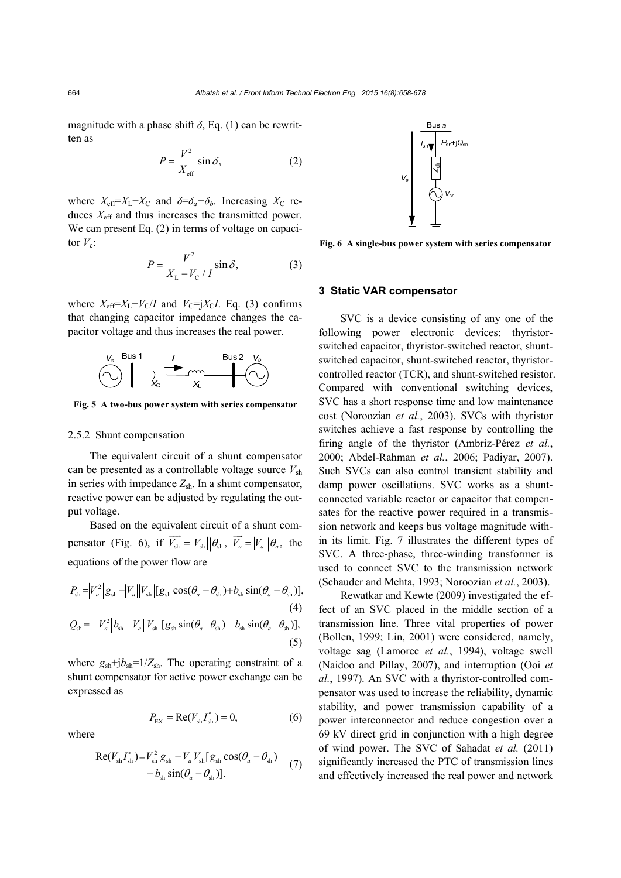magnitude with a phase shift $\delta$, Eq. (1) can be rewritten as

$$P=\frac{V^2}{X_{\text{eff}}}\sin\delta, \tag{2}$$

where $X_{\text{eff}}=X_{\text{L}}-X_{\text{C}}$ and $\delta=\delta_a-\delta_b$. Increasing $X_{\text{C}}$ reduces $X_{\text{eff}}$ and thus increases the transmitted power. We can present Eq. (2) in terms of voltage on capacitor $V_{\text{c}}$:

$$P=\frac{V^2}{X_{\text{L}}-V_{\text{C}}/I}\sin\delta, \tag{3}$$

where $X_{\text{eff}}=X_{\text{L}}-V_{\text{C}}/I$ and $V_{\text{C}}=\text{j}X_{\text{C}}I$. Eq. (3) confirms that changing capacitor impedance changes the capacitor voltage and thus increases the real power.

**Fig. 5 A two-bus power system with series compensator**

#### 2.5.2 Shunt compensation

The equivalent circuit of a shunt compensator can be presented as a controllable voltage source $V_{\text{sh}}$ in series with impedance $Z_{\text{sh}}$. In a shunt compensator, reactive power can be adjusted by regulating the output voltage.

Based on the equivalent circuit of a shunt compensator (Fig. 6), if $\overrightarrow{V_{\text{sh}}}=|V_{\text{sh}}|\underline{|\theta_{\text{sh}}}$, $\overrightarrow{V_a}=|V_a|\underline{|\theta_a}$, the equations of the power flow are

$$P_{\text{sh}}=|V_a^2|g_{\text{sh}}-|V_a||V_{\text{sh}}|[g_{\text{sh}}\cos(\theta_a-\theta_{\text{sh}})+b_{\text{sh}}\sin(\theta_a-\theta_{\text{sh}})], \tag{4}$$

$$Q_{\text{sh}}=-|V_a^2|b_{\text{sh}}-|V_a||V_{\text{sh}}|[g_{\text{sh}}\sin(\theta_a-\theta_{\text{sh}})-b_{\text{sh}}\sin(\theta_a-\theta_{\text{sh}})], \tag{5}$$

where $g_{\text{sh}}+\text{j}b_{\text{sh}}=1/Z_{\text{sh}}$. The operating constraint of a shunt compensator for active power exchange can be expressed as

$$P_{\text{EX}}=\text{Re}(V_{\text{sh}}I_{\text{sh}}^*)=0, \tag{6}$$

where

$$\text{Re}(V_{\text{sh}}I_{\text{sh}}^*)=V_{\text{sh}}^2g_{\text{sh}}-V_aV_{\text{sh}}[g_{\text{sh}}\cos(\theta_a-\theta_{\text{sh}})-b_{\text{sh}}\sin(\theta_a-\theta_{\text{sh}})]. \tag{7}$$

**Fig. 6 A single-bus power system with series compensator**

## 3 Static VAR compensator

SVC is a device consisting of any one of the following power electronic devices: thyristor-switched capacitor, thyristor-switched reactor, shunt-switched capacitor, shunt-switched reactor, thyristor-controlled reactor (TCR), and shunt-switched resistor. Compared with conventional switching devices, SVC has a short response time and low maintenance cost (Noroozian *et al.*, 2003). SVCs with thyristor switches achieve a fast response by controlling the firing angle of the thyristor (Ambríz-Pérez *et al.*, 2000; Abdel-Rahman *et al.*, 2006; Padiyar, 2007). Such SVCs can also control transient stability and damp power oscillations. SVC works as a shunt-connected variable reactor or capacitor that compensates for the reactive power required in a transmission network and keeps bus voltage magnitude within its limit. Fig. 7 illustrates the different types of SVC. A three-phase, three-winding transformer is used to connect SVC to the transmission network (Schauder and Mehta, 1993; Noroozian *et al.*, 2003).

Rewatkar and Kewte (2009) investigated the effect of an SVC placed in the middle section of a transmission line. Three vital properties of power (Bollen, 1999; Lin, 2001) were considered, namely, voltage sag (Lamoree *et al.*, 1994), voltage swell (Naidoo and Pillay, 2007), and interruption (Ooi *et al.*, 1997). An SVC with a thyristor-controlled compensator was used to increase the reliability, dynamic stability, and power transmission capability of a power interconnector and reduce congestion over a 69 kV direct grid in conjunction with a high degree of wind power. The SVC of Sahadat *et al.* (2011) significantly increased the PTC of transmission lines and effectively increased the real power and network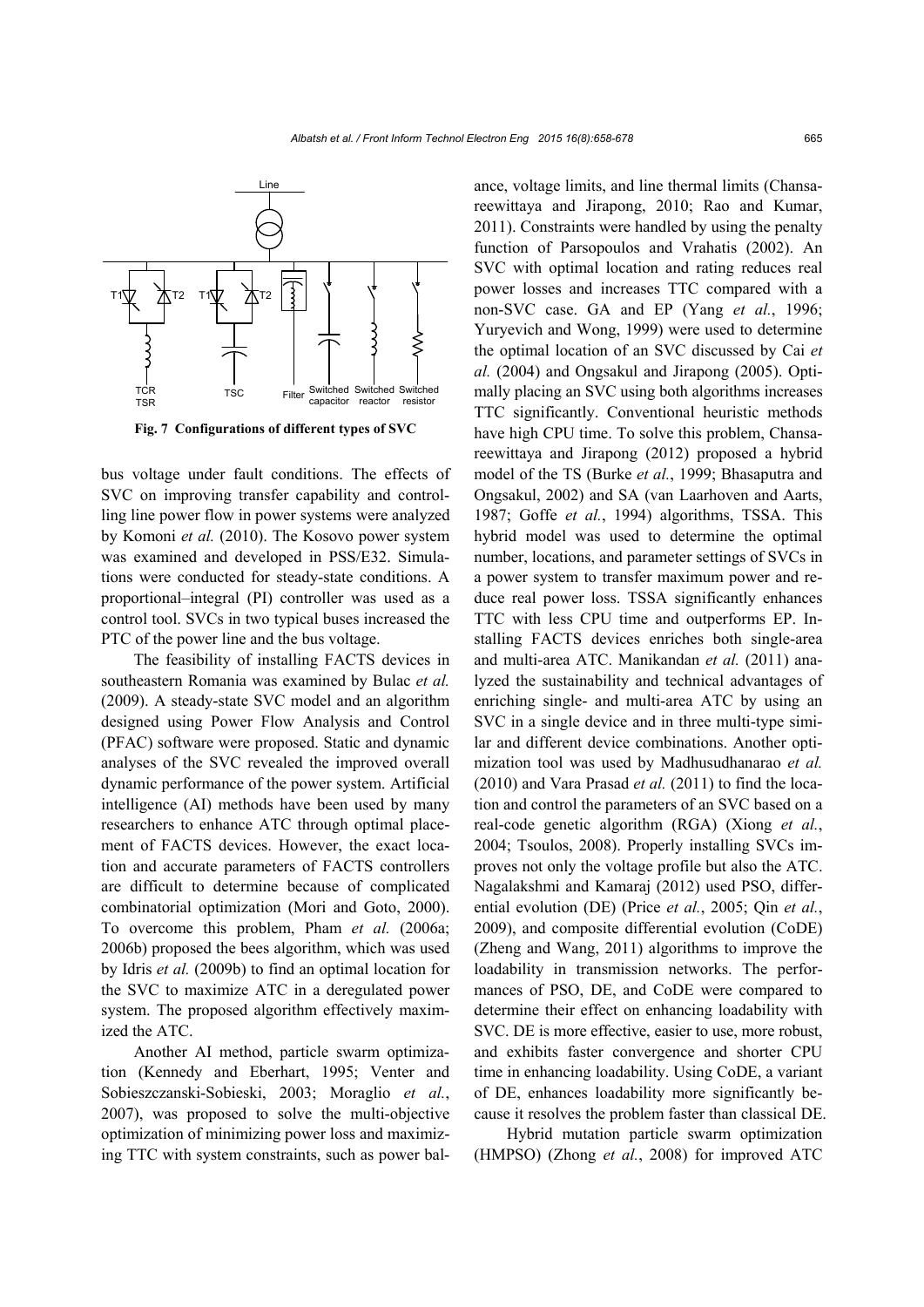**Fig. 7 Configurations of different types of SVC**

bus voltage under fault conditions. The effects of SVC on improving transfer capability and controlling line power flow in power systems were analyzed by Komoni *et al.* (2010). The Kosovo power system was examined and developed in PSS/E32. Simulations were conducted for steady-state conditions. A proportional–integral (PI) controller was used as a control tool. SVCs in two typical buses increased the PTC of the power line and the bus voltage.

The feasibility of installing FACTS devices in southeastern Romania was examined by Bulac *et al.* (2009). A steady-state SVC model and an algorithm designed using Power Flow Analysis and Control (PFAC) software were proposed. Static and dynamic analyses of the SVC revealed the improved overall dynamic performance of the power system. Artificial intelligence (AI) methods have been used by many researchers to enhance ATC through optimal placement of FACTS devices. However, the exact location and accurate parameters of FACTS controllers are difficult to determine because of complicated combinatorial optimization (Mori and Goto, 2000). To overcome this problem, Pham *et al.* (2006a; 2006b) proposed the bees algorithm, which was used by Idris *et al.* (2009b) to find an optimal location for the SVC to maximize ATC in a deregulated power system. The proposed algorithm effectively maximized the ATC.

Another AI method, particle swarm optimization (Kennedy and Eberhart, 1995; Venter and Sobieszczanski-Sobieski, 2003; Moraglio *et al.*, 2007), was proposed to solve the multi-objective optimization of minimizing power loss and maximizing TTC with system constraints, such as power balance, voltage limits, and line thermal limits (Chansareewittaya and Jirapong, 2010; Rao and Kumar, 2011). Constraints were handled by using the penalty function of Parsopoulos and Vrahatis (2002). An SVC with optimal location and rating reduces real power losses and increases TTC compared with a non-SVC case. GA and EP (Yang *et al.*, 1996; Yuryevich and Wong, 1999) were used to determine the optimal location of an SVC discussed by Cai *et al.* (2004) and Ongsakul and Jirapong (2005). Optimally placing an SVC using both algorithms increases TTC significantly. Conventional heuristic methods have high CPU time. To solve this problem, Chansareewittaya and Jirapong (2012) proposed a hybrid model of the TS (Burke *et al.*, 1999; Bhasaputra and Ongsakul, 2002) and SA (van Laarhoven and Aarts, 1987; Goffe *et al.*, 1994) algorithms, TSSA. This hybrid model was used to determine the optimal number, locations, and parameter settings of SVCs in a power system to transfer maximum power and reduce real power loss. TSSA significantly enhances TTC with less CPU time and outperforms EP. Installing FACTS devices enriches both single-area and multi-area ATC. Manikandan *et al.* (2011) analyzed the sustainability and technical advantages of enriching single- and multi-area ATC by using an SVC in a single device and in three multi-type similar and different device combinations. Another optimization tool was used by Madhusudhanarao *et al.* (2010) and Vara Prasad *et al.* (2011) to find the location and control the parameters of an SVC based on a real-code genetic algorithm (RGA) (Xiong *et al.*, 2004; Tsoulos, 2008). Properly installing SVCs improves not only the voltage profile but also the ATC. Nagalakshmi and Kamaraj (2012) used PSO, differential evolution (DE) (Price *et al.*, 2005; Qin *et al.*, 2009), and composite differential evolution (CoDE) (Zheng and Wang, 2011) algorithms to improve the loadability in transmission networks. The performances of PSO, DE, and CoDE were compared to determine their effect on enhancing loadability with SVC. DE is more effective, easier to use, more robust, and exhibits faster convergence and shorter CPU time in enhancing loadability. Using CoDE, a variant of DE, enhances loadability more significantly because it resolves the problem faster than classical DE.

Hybrid mutation particle swarm optimization (HMPSO) (Zhong *et al.*, 2008) for improved ATC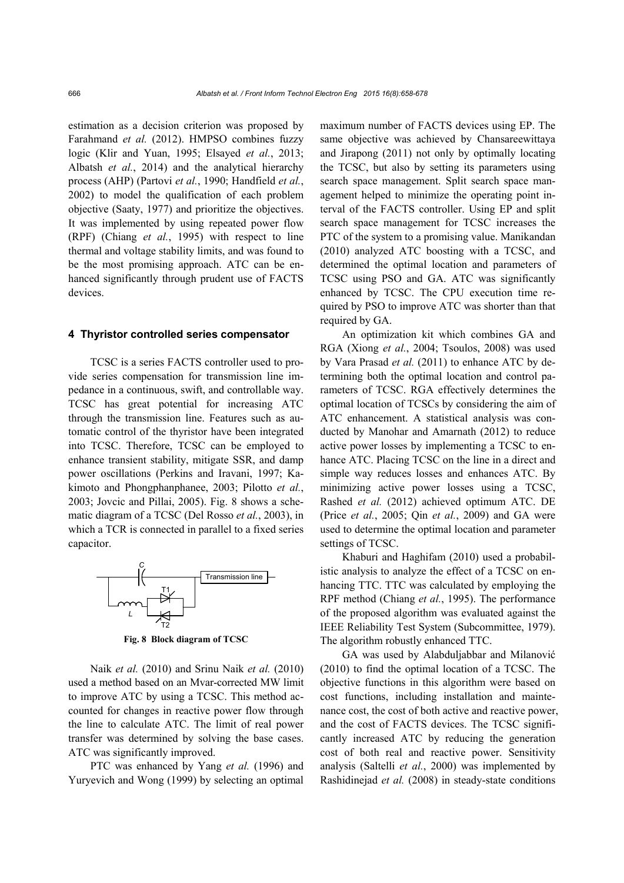estimation as a decision criterion was proposed by Farahmand *et al.* (2012). HMPSO combines fuzzy logic (Klir and Yuan, 1995; Elsayed *et al.*, 2013; Albatsh *et al.*, 2014) and the analytical hierarchy process (AHP) (Partovi *et al.*, 1990; Handfield *et al.*, 2002) to model the qualification of each problem objective (Saaty, 1977) and prioritize the objectives. It was implemented by using repeated power flow (RPF) (Chiang *et al.*, 1995) with respect to line thermal and voltage stability limits, and was found to be the most promising approach. ATC can be enhanced significantly through prudent use of FACTS devices.

## 4 Thyristor controlled series compensator

TCSC is a series FACTS controller used to provide series compensation for transmission line impedance in a continuous, swift, and controllable way. TCSC has great potential for increasing ATC through the transmission line. Features such as automatic control of the thyristor have been integrated into TCSC. Therefore, TCSC can be employed to enhance transient stability, mitigate SSR, and damp power oscillations (Perkins and Iravani, 1997; Kakimoto and Phongphanphanee, 2003; Pilotto *et al.*, 2003; Jovcic and Pillai, 2005). Fig. 8 shows a schematic diagram of a TCSC (Del Rosso *et al.*, 2003), in which a TCR is connected in parallel to a fixed series capacitor.

**Fig. 8 Block diagram of TCSC**

Naik *et al.* (2010) and Srinu Naik *et al.* (2010) used a method based on an Mvar-corrected MW limit to improve ATC by using a TCSC. This method accounted for changes in reactive power flow through the line to calculate ATC. The limit of real power transfer was determined by solving the base cases. ATC was significantly improved.

PTC was enhanced by Yang *et al.* (1996) and Yuryevich and Wong (1999) by selecting an optimal maximum number of FACTS devices using EP. The same objective was achieved by Chansareewittaya and Jirapong (2011) not only by optimally locating the TCSC, but also by setting its parameters using search space management. Split search space management helped to minimize the operating point interval of the FACTS controller. Using EP and split search space management for TCSC increases the PTC of the system to a promising value. Manikandan (2010) analyzed ATC boosting with a TCSC, and determined the optimal location and parameters of TCSC using PSO and GA. ATC was significantly enhanced by TCSC. The CPU execution time required by PSO to improve ATC was shorter than that required by GA.

An optimization kit which combines GA and RGA (Xiong *et al.*, 2004; Tsoulos, 2008) was used by Vara Prasad *et al.* (2011) to enhance ATC by determining both the optimal location and control parameters of TCSC. RGA effectively determines the optimal location of TCSCs by considering the aim of ATC enhancement. A statistical analysis was conducted by Manohar and Amarnath (2012) to reduce active power losses by implementing a TCSC to enhance ATC. Placing TCSC on the line in a direct and simple way reduces losses and enhances ATC. By minimizing active power losses using a TCSC, Rashed *et al.* (2012) achieved optimum ATC. DE (Price *et al.*, 2005; Qin *et al.*, 2009) and GA were used to determine the optimal location and parameter settings of TCSC.

Khaburi and Haghifam (2010) used a probabilistic analysis to analyze the effect of a TCSC on enhancing TTC. TTC was calculated by employing the RPF method (Chiang *et al.*, 1995). The performance of the proposed algorithm was evaluated against the IEEE Reliability Test System (Subcommittee, 1979). The algorithm robustly enhanced TTC.

GA was used by Alabduljabbar and Milanović (2010) to find the optimal location of a TCSC. The objective functions in this algorithm were based on cost functions, including installation and maintenance cost, the cost of both active and reactive power, and the cost of FACTS devices. The TCSC significantly increased ATC by reducing the generation cost of both real and reactive power. Sensitivity analysis (Saltelli *et al.*, 2000) was implemented by Rashidinejad *et al.* (2008) in steady-state conditions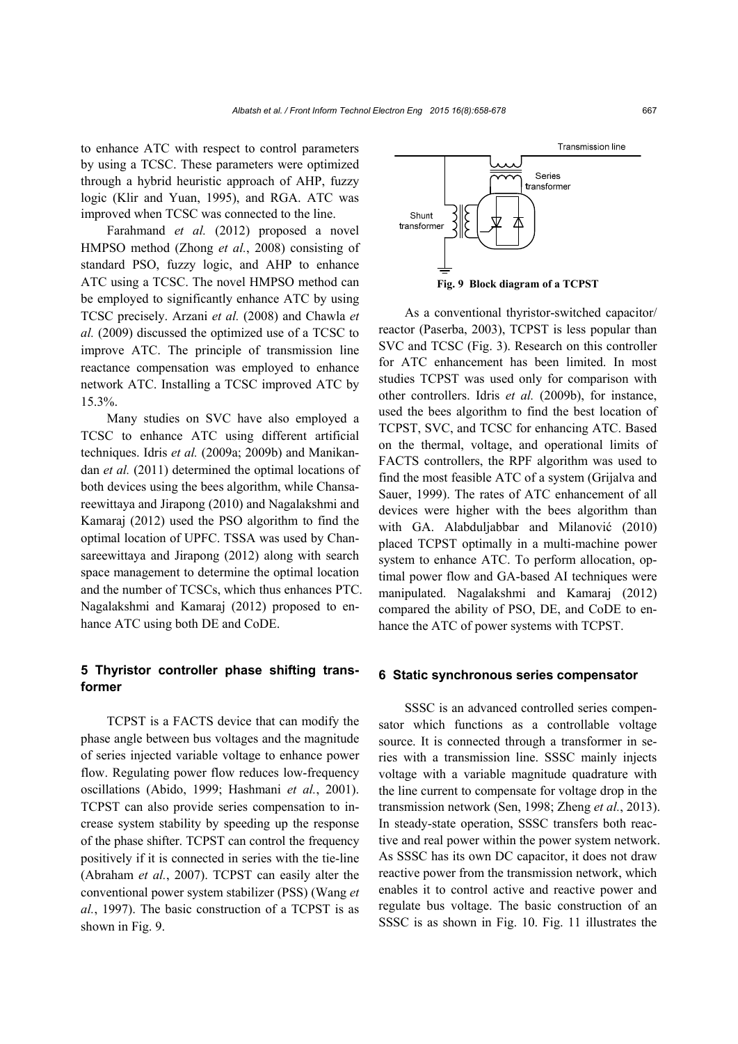to enhance ATC with respect to control parameters by using a TCSC. These parameters were optimized through a hybrid heuristic approach of AHP, fuzzy logic (Klir and Yuan, 1995), and RGA. ATC was improved when TCSC was connected to the line.

Farahmand *et al.* (2012) proposed a novel HMPSO method (Zhong *et al.*, 2008) consisting of standard PSO, fuzzy logic, and AHP to enhance ATC using a TCSC. The novel HMPSO method can be employed to significantly enhance ATC by using TCSC precisely. Arzani *et al.* (2008) and Chawla *et al.* (2009) discussed the optimized use of a TCSC to improve ATC. The principle of transmission line reactance compensation was employed to enhance network ATC. Installing a TCSC improved ATC by 15.3%.

Many studies on SVC have also employed a TCSC to enhance ATC using different artificial techniques. Idris *et al.* (2009a; 2009b) and Manikandan *et al.* (2011) determined the optimal locations of both devices using the bees algorithm, while Chansareewittaya and Jirapong (2010) and Nagalakshmi and Kamaraj (2012) used the PSO algorithm to find the optimal location of UPFC. TSSA was used by Chansareewittaya and Jirapong (2012) along with search space management to determine the optimal location and the number of TCSCs, which thus enhances PTC. Nagalakshmi and Kamaraj (2012) proposed to enhance ATC using both DE and CoDE.

## 5 Thyristor controller phase shifting transformer

TCPST is a FACTS device that can modify the phase angle between bus voltages and the magnitude of series injected variable voltage to enhance power flow. Regulating power flow reduces low-frequency oscillations (Abido, 1999; Hashmani *et al.*, 2001). TCPST can also provide series compensation to increase system stability by speeding up the response of the phase shifter. TCPST can control the frequency positively if it is connected in series with the tie-line (Abraham *et al.*, 2007). TCPST can easily alter the conventional power system stabilizer (PSS) (Wang *et al.*, 1997). The basic construction of a TCPST is as shown in Fig. 9.

**Fig. 9 Block diagram of a TCPST**

As a conventional thyristor-switched capacitor/reactor (Paserba, 2003), TCPST is less popular than SVC and TCSC (Fig. 3). Research on this controller for ATC enhancement has been limited. In most studies TCPST was used only for comparison with other controllers. Idris *et al.* (2009b), for instance, used the bees algorithm to find the best location of TCPST, SVC, and TCSC for enhancing ATC. Based on the thermal, voltage, and operational limits of FACTS controllers, the RPF algorithm was used to find the most feasible ATC of a system (Grijalva and Sauer, 1999). The rates of ATC enhancement of all devices were higher with the bees algorithm than with GA. Alabduljabbar and Milanović (2010) placed TCPST optimally in a multi-machine power system to enhance ATC. To perform allocation, optimal power flow and GA-based AI techniques were manipulated. Nagalakshmi and Kamaraj (2012) compared the ability of PSO, DE, and CoDE to enhance the ATC of power systems with TCPST.

## 6 Static synchronous series compensator

SSSC is an advanced controlled series compensator which functions as a controllable voltage source. It is connected through a transformer in series with a transmission line. SSSC mainly injects voltage with a variable magnitude quadrature with the line current to compensate for voltage drop in the transmission network (Sen, 1998; Zheng *et al.*, 2013). In steady-state operation, SSSC transfers both reactive and real power within the power system network. As SSSC has its own DC capacitor, it does not draw reactive power from the transmission network, which enables it to control active and reactive power and regulate bus voltage. The basic construction of an SSSC is as shown in Fig. 10. Fig. 11 illustrates the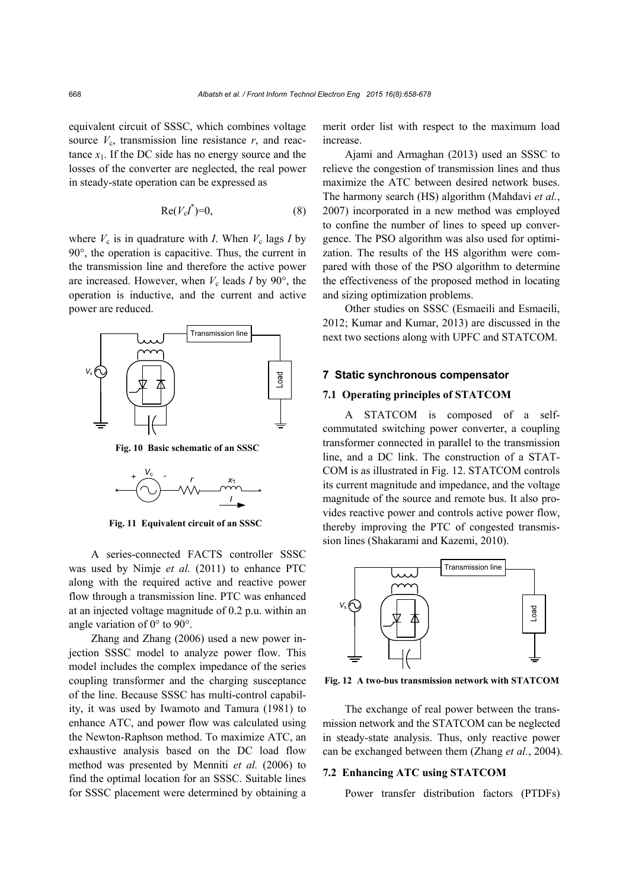equivalent circuit of SSSC, which combines voltage source $V_c$, transmission line resistance $r$, and reactance $x_1$. If the DC side has no energy source and the losses of the converter are neglected, the real power in steady-state operation can be expressed as

$$\mathrm{Re}(V_c I^*)=0, \tag{8}$$

where $V_c$ is in quadrature with $I$. When $V_c$ lags $I$ by 90°, the operation is capacitive. Thus, the current in the transmission line and therefore the active power are increased. However, when $V_c$ leads $I$ by 90°, the operation is inductive, and the current and active power are reduced.

**Fig. 10 Basic schematic of an SSSC**

**Fig. 11 Equivalent circuit of an SSSC**

A series-connected FACTS controller SSSC was used by Nimje *et al.* (2011) to enhance PTC along with the required active and reactive power flow through a transmission line. PTC was enhanced at an injected voltage magnitude of 0.2 p.u. within an angle variation of 0° to 90°.

Zhang and Zhang (2006) used a new power injection SSSC model to analyze power flow. This model includes the complex impedance of the series coupling transformer and the charging susceptance of the line. Because SSSC has multi-control capability, it was used by Iwamoto and Tamura (1981) to enhance ATC, and power flow was calculated using the Newton-Raphson method. To maximize ATC, an exhaustive analysis based on the DC load flow method was presented by Menniti *et al.* (2006) to find the optimal location for an SSSC. Suitable lines for SSSC placement were determined by obtaining a merit order list with respect to the maximum load increase.

Ajami and Armaghan (2013) used an SSSC to relieve the congestion of transmission lines and thus maximize the ATC between desired network buses. The harmony search (HS) algorithm (Mahdavi *et al.*, 2007) incorporated in a new method was employed to confine the number of lines to speed up convergence. The PSO algorithm was also used for optimization. The results of the HS algorithm were compared with those of the PSO algorithm to determine the effectiveness of the proposed method in locating and sizing optimization problems.

Other studies on SSSC (Esmaeili and Esmaeili, 2012; Kumar and Kumar, 2013) are discussed in the next two sections along with UPFC and STATCOM.

## 7 Static synchronous compensator

### 7.1 Operating principles of STATCOM

A STATCOM is composed of a self-commutated switching power converter, a coupling transformer connected in parallel to the transmission line, and a DC link. The construction of a STATCOM is as illustrated in Fig. 12. STATCOM controls its current magnitude and impedance, and the voltage magnitude of the source and remote bus. It also provides reactive power and controls active power flow, thereby improving the PTC of congested transmission lines (Shakarami and Kazemi, 2010).

**Fig. 12 A two-bus transmission network with STATCOM**

The exchange of real power between the transmission network and the STATCOM can be neglected in steady-state analysis. Thus, only reactive power can be exchanged between them (Zhang *et al.*, 2004).

### 7.2 Enhancing ATC using STATCOM

Power transfer distribution factors (PTDFs)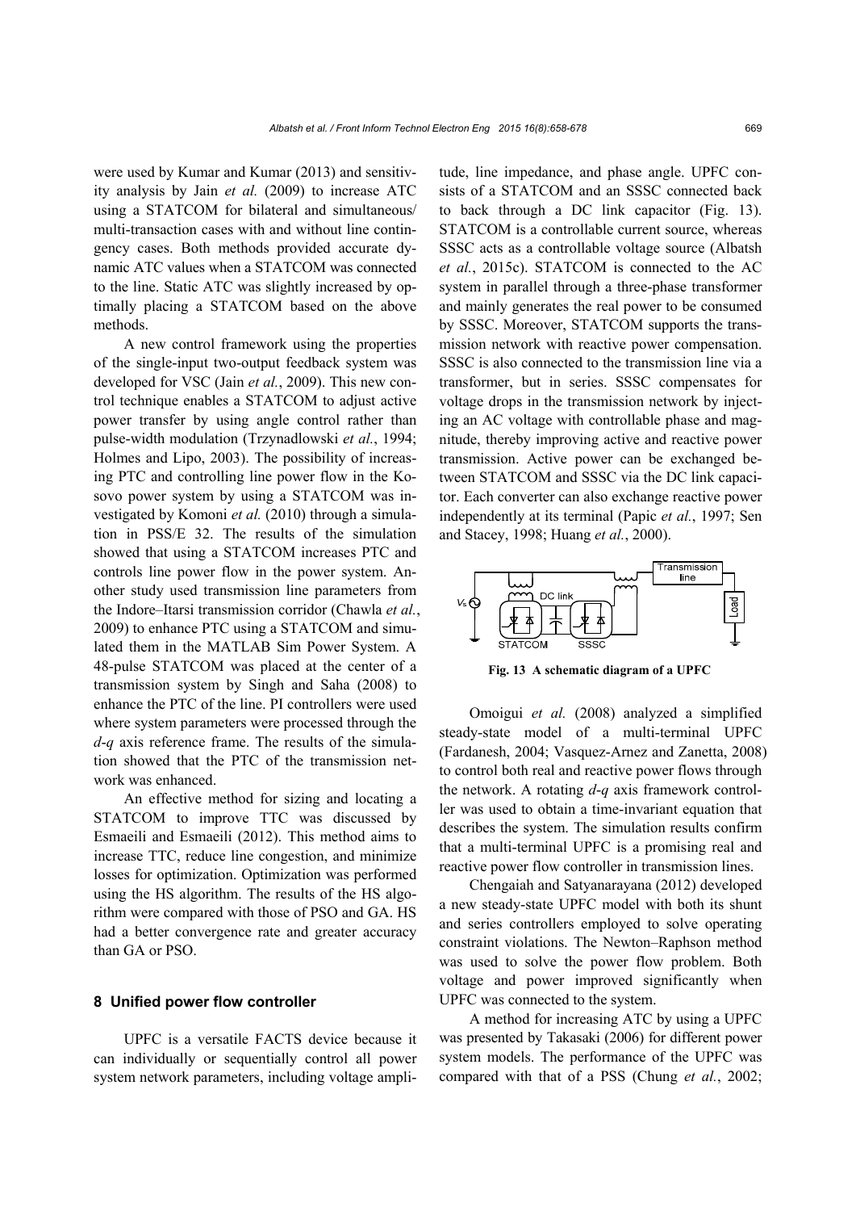were used by Kumar and Kumar (2013) and sensitivity analysis by Jain *et al.* (2009) to increase ATC using a STATCOM for bilateral and simultaneous/multi-transaction cases with and without line contingency cases. Both methods provided accurate dynamic ATC values when a STATCOM was connected to the line. Static ATC was slightly increased by optimally placing a STATCOM based on the above methods.

A new control framework using the properties of the single-input two-output feedback system was developed for VSC (Jain *et al.*, 2009). This new control technique enables a STATCOM to adjust active power transfer by using angle control rather than pulse-width modulation (Trzynadlowski *et al.*, 1994; Holmes and Lipo, 2003). The possibility of increasing PTC and controlling line power flow in the Kosovo power system by using a STATCOM was investigated by Komoni *et al.* (2010) through a simulation in PSS/E 32. The results of the simulation showed that using a STATCOM increases PTC and controls line power flow in the power system. Another study used transmission line parameters from the Indore–Itarsi transmission corridor (Chawla *et al.*, 2009) to enhance PTC using a STATCOM and simulated them in the MATLAB Sim Power System. A 48-pulse STATCOM was placed at the center of a transmission system by Singh and Saha (2008) to enhance the PTC of the line. PI controllers were used where system parameters were processed through the *d*-*q* axis reference frame. The results of the simulation showed that the PTC of the transmission network was enhanced.

An effective method for sizing and locating a STATCOM to improve TTC was discussed by Esmaeili and Esmaeili (2012). This method aims to increase TTC, reduce line congestion, and minimize losses for optimization. Optimization was performed using the HS algorithm. The results of the HS algorithm were compared with those of PSO and GA. HS had a better convergence rate and greater accuracy than GA or PSO.

## 8 Unified power flow controller

UPFC is a versatile FACTS device because it can individually or sequentially control all power system network parameters, including voltage amplitude, line impedance, and phase angle. UPFC consists of a STATCOM and an SSSC connected back to back through a DC link capacitor (Fig. 13). STATCOM is a controllable current source, whereas SSSC acts as a controllable voltage source (Albatsh *et al.*, 2015c). STATCOM is connected to the AC system in parallel through a three-phase transformer and mainly generates the real power to be consumed by SSSC. Moreover, STATCOM supports the transmission network with reactive power compensation. SSSC is also connected to the transmission line via a transformer, but in series. SSSC compensates for voltage drops in the transmission network by injecting an AC voltage with controllable phase and magnitude, thereby improving active and reactive power transmission. Active power can be exchanged between STATCOM and SSSC via the DC link capacitor. Each converter can also exchange reactive power independently at its terminal (Papic *et al.*, 1997; Sen and Stacey, 1998; Huang *et al.*, 2000).

**Fig. 13 A schematic diagram of a UPFC**

Omoigui *et al.* (2008) analyzed a simplified steady-state model of a multi-terminal UPFC (Fardanesh, 2004; Vasquez-Arnez and Zanetta, 2008) to control both real and reactive power flows through the network. A rotating *d*-*q* axis framework controller was used to obtain a time-invariant equation that describes the system. The simulation results confirm that a multi-terminal UPFC is a promising real and reactive power flow controller in transmission lines.

Chengaiah and Satyanarayana (2012) developed a new steady-state UPFC model with both its shunt and series controllers employed to solve operating constraint violations. The Newton–Raphson method was used to solve the power flow problem. Both voltage and power improved significantly when UPFC was connected to the system.

A method for increasing ATC by using a UPFC was presented by Takasaki (2006) for different power system models. The performance of the UPFC was compared with that of a PSS (Chung *et al.*, 2002;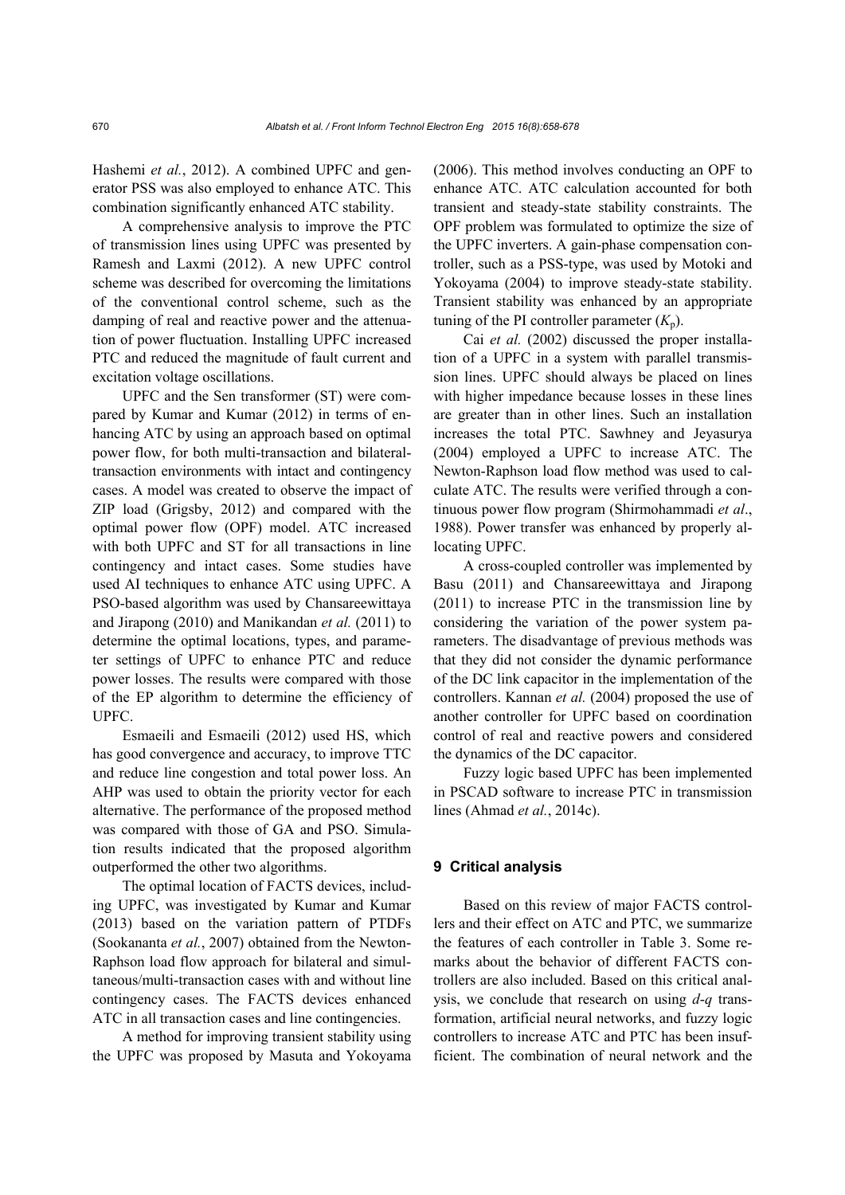Hashemi *et al.*, 2012). A combined UPFC and generator PSS was also employed to enhance ATC. This combination significantly enhanced ATC stability.

A comprehensive analysis to improve the PTC of transmission lines using UPFC was presented by Ramesh and Laxmi (2012). A new UPFC control scheme was described for overcoming the limitations of the conventional control scheme, such as the damping of real and reactive power and the attenuation of power fluctuation. Installing UPFC increased PTC and reduced the magnitude of fault current and excitation voltage oscillations.

UPFC and the Sen transformer (ST) were compared by Kumar and Kumar (2012) in terms of enhancing ATC by using an approach based on optimal power flow, for both multi-transaction and bilateral-transaction environments with intact and contingency cases. A model was created to observe the impact of ZIP load (Grigsby, 2012) and compared with the optimal power flow (OPF) model. ATC increased with both UPFC and ST for all transactions in line contingency and intact cases. Some studies have used AI techniques to enhance ATC using UPFC. A PSO-based algorithm was used by Chansareewittaya and Jirapong (2010) and Manikandan *et al.* (2011) to determine the optimal locations, types, and parameter settings of UPFC to enhance PTC and reduce power losses. The results were compared with those of the EP algorithm to determine the efficiency of UPFC.

Esmaeili and Esmaeili (2012) used HS, which has good convergence and accuracy, to improve TTC and reduce line congestion and total power loss. An AHP was used to obtain the priority vector for each alternative. The performance of the proposed method was compared with those of GA and PSO. Simulation results indicated that the proposed algorithm outperformed the other two algorithms.

The optimal location of FACTS devices, including UPFC, was investigated by Kumar and Kumar (2013) based on the variation pattern of PTDFs (Sookananta *et al.*, 2007) obtained from the Newton-Raphson load flow approach for bilateral and simultaneous/multi-transaction cases with and without line contingency cases. The FACTS devices enhanced ATC in all transaction cases and line contingencies.

A method for improving transient stability using the UPFC was proposed by Masuta and Yokoyama (2006). This method involves conducting an OPF to enhance ATC. ATC calculation accounted for both transient and steady-state stability constraints. The OPF problem was formulated to optimize the size of the UPFC inverters. A gain-phase compensation controller, such as a PSS-type, was used by Motoki and Yokoyama (2004) to improve steady-state stability. Transient stability was enhanced by an appropriate tuning of the PI controller parameter ($K_p$).

Cai *et al.* (2002) discussed the proper installation of a UPFC in a system with parallel transmission lines. UPFC should always be placed on lines with higher impedance because losses in these lines are greater than in other lines. Such an installation increases the total PTC. Sawhney and Jeyasurya (2004) employed a UPFC to increase ATC. The Newton-Raphson load flow method was used to calculate ATC. The results were verified through a continuous power flow program (Shirmohammadi *et al*., 1988). Power transfer was enhanced by properly allocating UPFC.

A cross-coupled controller was implemented by Basu (2011) and Chansareewittaya and Jirapong (2011) to increase PTC in the transmission line by considering the variation of the power system parameters. The disadvantage of previous methods was that they did not consider the dynamic performance of the DC link capacitor in the implementation of the controllers. Kannan *et al.* (2004) proposed the use of another controller for UPFC based on coordination control of real and reactive powers and considered the dynamics of the DC capacitor.

Fuzzy logic based UPFC has been implemented in PSCAD software to increase PTC in transmission lines (Ahmad *et al.*, 2014c).

## 9 Critical analysis

Based on this review of major FACTS controllers and their effect on ATC and PTC, we summarize the features of each controller in Table 3. Some remarks about the behavior of different FACTS controllers are also included. Based on this critical analysis, we conclude that research on using *d*-*q* transformation, artificial neural networks, and fuzzy logic controllers to increase ATC and PTC has been insufficient. The combination of neural network and the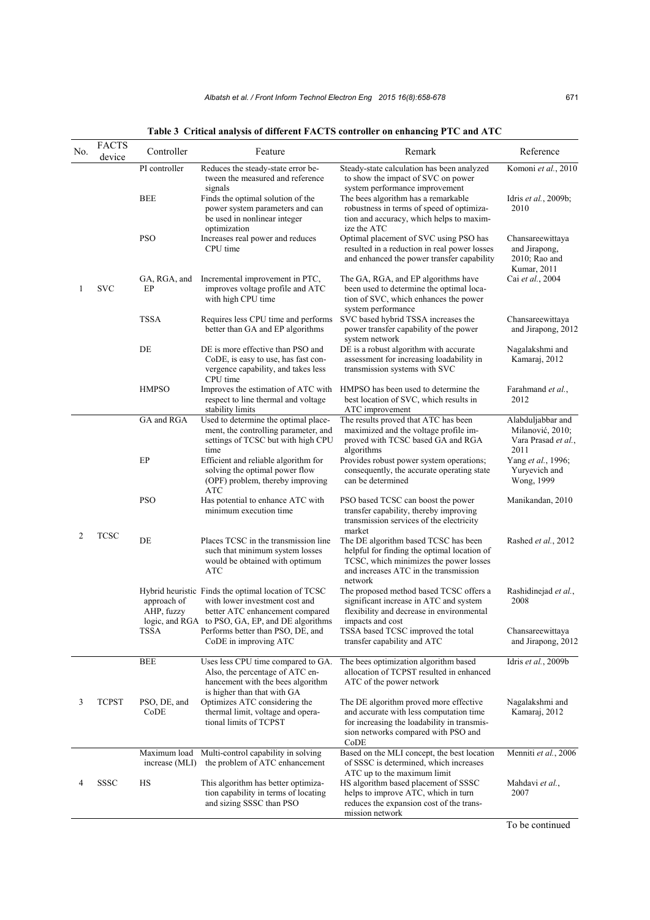**Table 3 Critical analysis of different FACTS controller on enhancing PTC and ATC**

| No. | FACTS device | Controller | Feature | Remark | Reference |
|---|---|---|---|---|---|
| 1 | SVC | PI controller | Reduces the steady-state error between the measured and reference signals | Steady-state calculation has been analyzed to show the impact of SVC on power system performance improvement | Komoni *et al.*, 2010 |
| | | BEE | Finds the optimal solution of the power system parameters and can be used in nonlinear integer optimization | The bees algorithm has a remarkable robustness in terms of speed of optimization and accuracy, which helps to maximize the ATC | Idris *et al.*, 2009b; 2010 |
| | | PSO | Increases real power and reduces CPU time | Optimal placement of SVC using PSO has resulted in a reduction in real power losses and enhanced the power transfer capability | Chansareewittaya and Jirapong, 2010; Rao and Kumar, 2011 |
| | | GA, RGA, and EP | Incremental improvement in PTC, improves voltage profile and ATC with high CPU time | The GA, RGA, and EP algorithms have been used to determine the optimal location of SVC, which enhances the power system performance | Cai *et al.*, 2004 |
| | | TSSA | Requires less CPU time and performs better than GA and EP algorithms | SVC based hybrid TSSA increases the power transfer capability of the power system network | Chansareewittaya and Jirapong, 2012 |
| | | DE | DE is more effective than PSO and CoDE, is easy to use, has fast convergence capability, and takes less CPU time | DE is a robust algorithm with accurate assessment for increasing loadability in transmission systems with SVC | Nagalakshmi and Kamaraj, 2012 |
| | | HMPSO | Improves the estimation of ATC with respect to line thermal and voltage stability limits | HMPSO has been used to determine the best location of SVC, which results in ATC improvement | Farahmand *et al.*, 2012 |
| 2 | TCSC | GA and RGA | Used to determine the optimal placement, the controlling parameter, and settings of TCSC but with high CPU time | The results proved that ATC has been maximized and the voltage profile improved with TCSC based GA and RGA algorithms | Alabduljabbar and Milanović, 2010; Vara Prasad *et al.*, 2011 |
| | | EP | Efficient and reliable algorithm for solving the optimal power flow (OPF) problem, thereby improving ATC | Provides robust power system operations; consequently, the accurate operating state can be determined | Yang *et al.*, 1996; Yuryevich and Wong, 1999 |
| | | PSO | Has potential to enhance ATC with minimum execution time | PSO based TCSC can boost the power transfer capability, thereby improving transmission services of the electricity market | Manikandan, 2010 |
| | | DE | Places TCSC in the transmission line such that minimum system losses would be obtained with optimum ATC | The DE algorithm based TCSC has been helpful for finding the optimal location of TCSC, which minimizes the power losses and increases ATC in the transmission network | Rashed *et al.*, 2012 |
| | | Hybrid heuristic approach of AHP, fuzzy logic, and RGA | Finds the optimal location of TCSC with lower investment cost and better ATC enhancement compared to PSO, GA, EP, and DE algorithms | The proposed method based TCSC offers a significant increase in ATC and system flexibility and decrease in environmental impacts and cost | Rashidinejad *et al.*, 2008 |
| | | TSSA | Performs better than PSO, DE, and CoDE in improving ATC | TSSA based TCSC improved the total transfer capability and ATC | Chansareewittaya and Jirapong, 2012 |
| 3 | TCPST | BEE | Uses less CPU time compared to GA. Also, the percentage of ATC enhancement with the bees algorithm is higher than that with GA | The bees optimization algorithm based allocation of TCPST resulted in enhanced ATC of the power network | Idris *et al.*, 2009b |
| | | PSO, DE, and CoDE | Optimizes ATC considering the thermal limit, voltage and operational limits of TCPST | The DE algorithm proved more effective and accurate with less computation time for increasing the loadability in transmission networks compared with PSO and CoDE | Nagalakshmi and Kamaraj, 2012 |
| 4 | SSSC | Maximum load increase (MLI) | Multi-control capability in solving the problem of ATC enhancement | Based on the MLI concept, the best location of SSSC is determined, which increases ATC up to the maximum limit | Menniti *et al.*, 2006 |
| | | HS | This algorithm has better optimization capability in terms of locating and sizing SSSC than PSO | HS algorithm based placement of SSSC helps to improve ATC, which in turn reduces the expansion cost of the transmission network | Mahdavi *et al.*, 2007 |

To be continued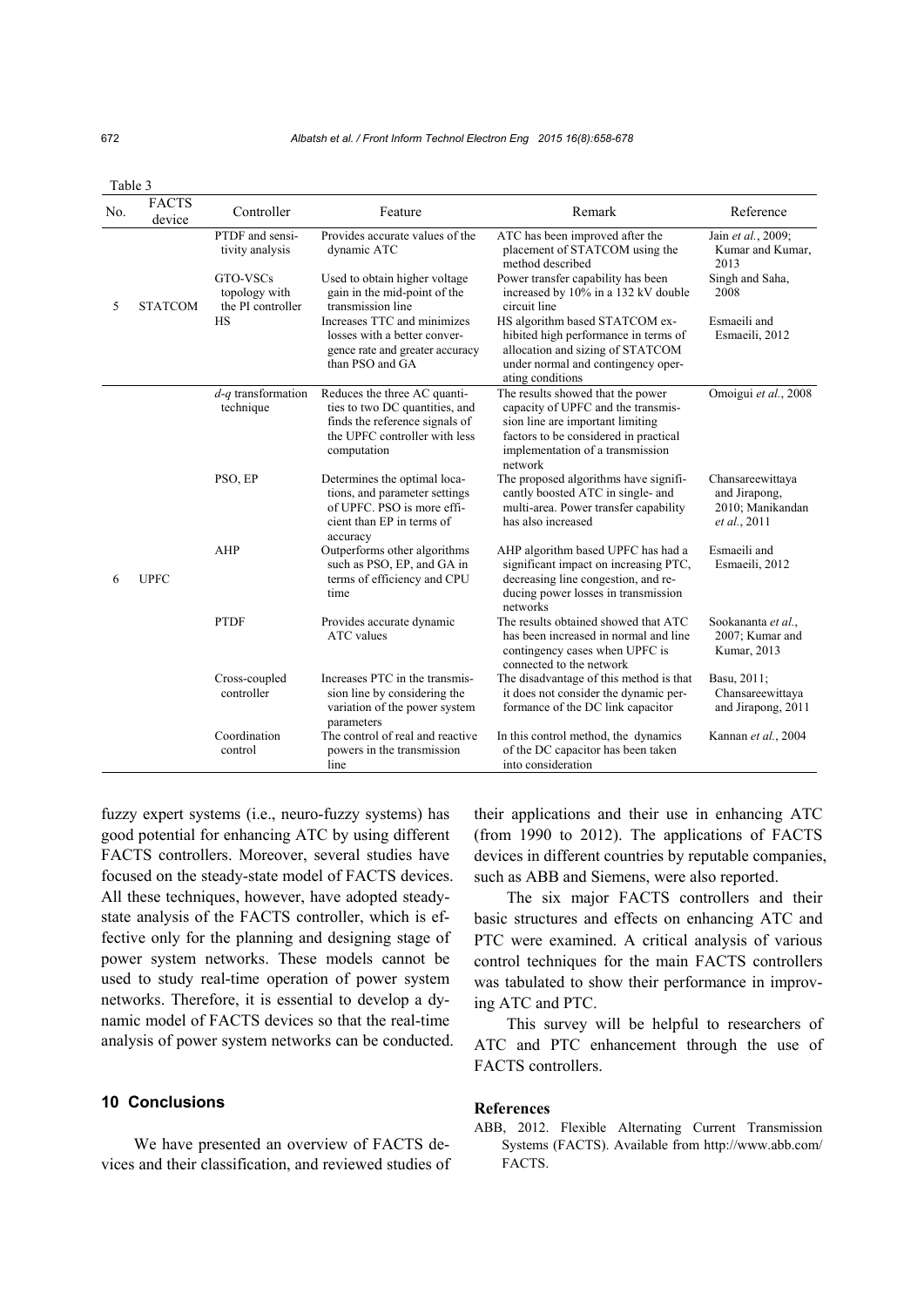Table 3

| No. | FACTS device | Controller | Feature | Remark | Reference |
|---|---|---|---|---|---|
| 5 | STATCOM | PTDF and sensitivity analysis | Provides accurate values of the dynamic ATC | ATC has been improved after the placement of STATCOM using the method described | Jain *et al.*, 2009; Kumar and Kumar, 2013 |
| | | GTO-VSCs topology with the PI controller | Used to obtain higher voltage gain in the mid-point of the transmission line | Power transfer capability has been increased by 10% in a 132 kV double circuit line | Singh and Saha, 2008 |
| | | HS | Increases TTC and minimizes losses with a better convergence rate and greater accuracy than PSO and GA | HS algorithm based STATCOM exhibited high performance in terms of allocation and sizing of STATCOM under normal and contingency operating conditions | Esmaeili and Esmaeili, 2012 |
| 6 | UPFC | *d*-*q* transformation technique | Reduces the three AC quantities to two DC quantities, and finds the reference signals of the UPFC controller with less computation | The results showed that the power capacity of UPFC and the transmission line are important limiting factors to be considered in practical implementation of a transmission network | Omoigui *et al.*, 2008 |
| | | PSO, EP | Determines the optimal locations, and parameter settings of UPFC. PSO is more efficient than EP in terms of accuracy | The proposed algorithms have significantly boosted ATC in single- and multi-area. Power transfer capability has also increased | Chansareewittaya and Jirapong, 2010; Manikandan *et al.*, 2011 |
| | | AHP | Outperforms other algorithms such as PSO, EP, and GA in terms of efficiency and CPU time | AHP algorithm based UPFC has had a significant impact on increasing PTC, decreasing line congestion, and reducing power losses in transmission networks | Esmaeili and Esmaeili, 2012 |
| | | PTDF | Provides accurate dynamic ATC values | The results obtained showed that ATC has been increased in normal and line contingency cases when UPFC is connected to the network | Sookananta *et al.*, 2007; Kumar and Kumar, 2013 |
| | | Cross-coupled controller | Increases PTC in the transmission line by considering the variation of the power system parameters | The disadvantage of this method is that it does not consider the dynamic performance of the DC link capacitor | Basu, 2011; Chansareewittaya and Jirapong, 2011 |
| | | Coordination control | The control of real and reactive powers in the transmission line | In this control method, the dynamics of the DC capacitor has been taken into consideration | Kannan *et al.*, 2004 |

fuzzy expert systems (i.e., neuro-fuzzy systems) has good potential for enhancing ATC by using different FACTS controllers. Moreover, several studies have focused on the steady-state model of FACTS devices. All these techniques, however, have adopted steady-state analysis of the FACTS controller, which is effective only for the planning and designing stage of power system networks. These models cannot be used to study real-time operation of power system networks. Therefore, it is essential to develop a dynamic model of FACTS devices so that the real-time analysis of power system networks can be conducted.

## 10 Conclusions

We have presented an overview of FACTS devices and their classification, and reviewed studies of their applications and their use in enhancing ATC (from 1990 to 2012). The applications of FACTS devices in different countries by reputable companies, such as ABB and Siemens, were also reported.

The six major FACTS controllers and their basic structures and effects on enhancing ATC and PTC were examined. A critical analysis of various control techniques for the main FACTS controllers was tabulated to show their performance in improving ATC and PTC.

This survey will be helpful to researchers of ATC and PTC enhancement through the use of FACTS controllers.

## References

ABB, 2012. Flexible Alternating Current Transmission Systems (FACTS). Available from http://www.abb.com/FACTS.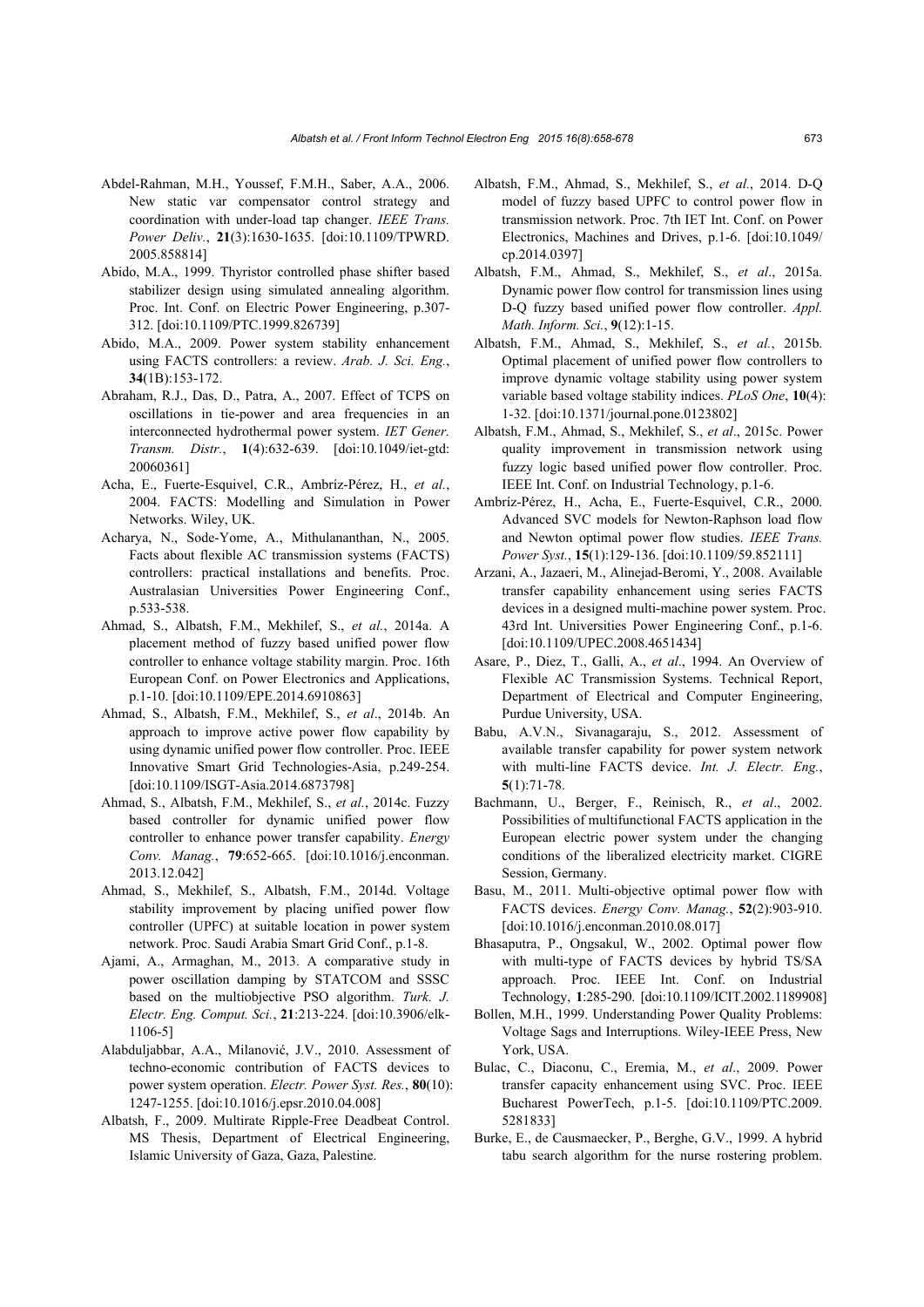Abdel-Rahman, M.H., Youssef, F.M.H., Saber, A.A., 2006. New static var compensator control strategy and coordination with under-load tap changer. *IEEE Trans. Power Deliv.*, **21**(3):1630-1635. [doi:10.1109/TPWRD.2005.858814]

Abido, M.A., 1999. Thyristor controlled phase shifter based stabilizer design using simulated annealing algorithm. Proc. Int. Conf. on Electric Power Engineering, p.307-312. [doi:10.1109/PTC.1999.826739]

Abido, M.A., 2009. Power system stability enhancement using FACTS controllers: a review. *Arab. J. Sci. Eng.*, **34**(1B):153-172.

Abraham, R.J., Das, D., Patra, A., 2007. Effect of TCPS on oscillations in tie-power and area frequencies in an interconnected hydrothermal power system. *IET Gener. Transm. Distr.*, **1**(4):632-639. [doi:10.1049/iet-gtd:20060361]

Acha, E., Fuerte-Esquivel, C.R., Ambríz-Pérez, H., *et al.*, 2004. FACTS: Modelling and Simulation in Power Networks. Wiley, UK.

Acharya, N., Sode-Yome, A., Mithulananthan, N., 2005. Facts about flexible AC transmission systems (FACTS) controllers: practical installations and benefits. Proc. Australasian Universities Power Engineering Conf., p.533-538.

Ahmad, S., Albatsh, F.M., Mekhilef, S., *et al.*, 2014a. A placement method of fuzzy based unified power flow controller to enhance voltage stability margin. Proc. 16th European Conf. on Power Electronics and Applications, p.1-10. [doi:10.1109/EPE.2014.6910863]

Ahmad, S., Albatsh, F.M., Mekhilef, S., *et al*., 2014b. An approach to improve active power flow capability by using dynamic unified power flow controller. Proc. IEEE Innovative Smart Grid Technologies-Asia, p.249-254. [doi:10.1109/ISGT-Asia.2014.6873798]

Ahmad, S., Albatsh, F.M., Mekhilef, S., *et al.*, 2014c. Fuzzy based controller for dynamic unified power flow controller to enhance power transfer capability. *Energy Conv. Manag.*, **79**:652-665. [doi:10.1016/j.enconman.2013.12.042]

Ahmad, S., Mekhilef, S., Albatsh, F.M., 2014d. Voltage stability improvement by placing unified power flow controller (UPFC) at suitable location in power system network. Proc. Saudi Arabia Smart Grid Conf., p.1-8.

Ajami, A., Armaghan, M., 2013. A comparative study in power oscillation damping by STATCOM and SSSC based on the multiobjective PSO algorithm. *Turk. J. Electr. Eng. Comput. Sci.*, **21**:213-224. [doi:10.3906/elk-1106-5]

Alabduljabbar, A.A., Milanović, J.V., 2010. Assessment of techno-economic contribution of FACTS devices to power system operation. *Electr. Power Syst. Res.*, **80**(10):1247-1255. [doi:10.1016/j.epsr.2010.04.008]

Albatsh, F., 2009. Multirate Ripple-Free Deadbeat Control. MS Thesis, Department of Electrical Engineering, Islamic University of Gaza, Gaza, Palestine.

Albatsh, F.M., Ahmad, S., Mekhilef, S., *et al.*, 2014. D-Q model of fuzzy based UPFC to control power flow in transmission network. Proc. 7th IET Int. Conf. on Power Electronics, Machines and Drives, p.1-6. [doi:10.1049/cp.2014.0397]

Albatsh, F.M., Ahmad, S., Mekhilef, S., *et al*., 2015a. Dynamic power flow control for transmission lines using D-Q fuzzy based unified power flow controller. *Appl. Math. Inform. Sci.*, **9**(12):1-15.

Albatsh, F.M., Ahmad, S., Mekhilef, S., *et al.*, 2015b. Optimal placement of unified power flow controllers to improve dynamic voltage stability using power system variable based voltage stability indices. *PLoS One*, **10**(4):1-32. [doi:10.1371/journal.pone.0123802]

Albatsh, F.M., Ahmad, S., Mekhilef, S., *et al*., 2015c. Power quality improvement in transmission network using fuzzy logic based unified power flow controller. Proc. IEEE Int. Conf. on Industrial Technology, p.1-6.

Ambríz-Pérez, H., Acha, E., Fuerte-Esquivel, C.R., 2000. Advanced SVC models for Newton-Raphson load flow and Newton optimal power flow studies. *IEEE Trans. Power Syst.*, **15**(1):129-136. [doi:10.1109/59.852111]

Arzani, A., Jazaeri, M., Alinejad-Beromi, Y., 2008. Available transfer capability enhancement using series FACTS devices in a designed multi-machine power system. Proc. 43rd Int. Universities Power Engineering Conf., p.1-6. [doi:10.1109/UPEC.2008.4651434]

Asare, P., Diez, T., Galli, A., *et al*., 1994. An Overview of Flexible AC Transmission Systems. Technical Report, Department of Electrical and Computer Engineering, Purdue University, USA.

Babu, A.V.N., Sivanagaraju, S., 2012. Assessment of available transfer capability for power system network with multi-line FACTS device. *Int. J. Electr. Eng.*, **5**(1):71-78.

Bachmann, U., Berger, F., Reinisch, R., *et al*., 2002. Possibilities of multifunctional FACTS application in the European electric power system under the changing conditions of the liberalized electricity market. CIGRE Session, Germany.

Basu, M., 2011. Multi-objective optimal power flow with FACTS devices. *Energy Conv. Manag.*, **52**(2):903-910. [doi:10.1016/j.enconman.2010.08.017]

Bhasaputra, P., Ongsakul, W., 2002. Optimal power flow with multi-type of FACTS devices by hybrid TS/SA approach. Proc. IEEE Int. Conf. on Industrial Technology, **1**:285-290. [doi:10.1109/ICIT.2002.1189908]

Bollen, M.H., 1999. Understanding Power Quality Problems: Voltage Sags and Interruptions. Wiley-IEEE Press, New York, USA.

Bulac, C., Diaconu, C., Eremia, M., *et al*., 2009. Power transfer capacity enhancement using SVC. Proc. IEEE Bucharest PowerTech, p.1-5. [doi:10.1109/PTC.2009.5281833]

Burke, E., de Causmaecker, P., Berghe, G.V., 1999. A hybrid tabu search algorithm for the nurse rostering problem.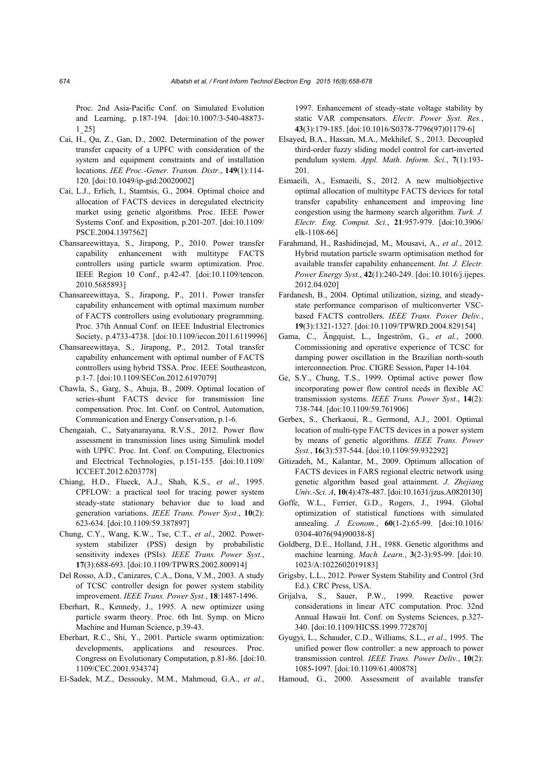Proc. 2nd Asia-Pacific Conf. on Simulated Evolution and Learning, p.187-194. [doi:10.1007/3-540-48873-1_25]

Cai, H., Qu, Z., Gan, D., 2002. Determination of the power transfer capacity of a UPFC with consideration of the system and equipment constraints and of installation locations. *IEE Proc.-Gener. Transm. Distr.*, **149**(1):114-120. [doi:10.1049/ip-gtd:20020002]

Cai, L.J., Erlich, I., Stamtsis, G., 2004. Optimal choice and allocation of FACTS devices in deregulated electricity market using genetic algorithms. Proc. IEEE Power Systems Conf. and Exposition, p.201-207. [doi:10.1109/PSCE.2004.1397562]

Chansareewittaya, S., Jirapong, P., 2010. Power transfer capability enhancement with multitype FACTS controllers using particle swarm optimization. Proc. IEEE Region 10 Conf., p.42-47. [doi:10.1109/tencon.2010.5685893]

Chansareewittaya, S., Jirapong, P., 2011. Power transfer capability enhancement with optimal maximum number of FACTS controllers using evolutionary programming. Proc. 37th Annual Conf. on IEEE Industrial Electronics Society, p.4733-4738. [doi:10.1109/iecon.2011.6119996]

Chansareewittaya, S., Jirapong, P., 2012. Total transfer capability enhancement with optimal number of FACTS controllers using hybrid TSSA. Proc. IEEE Southeastcon, p.1-7. [doi:10.1109/SECon.2012.6197079]

Chawla, S., Garg, S., Ahuja, B., 2009. Optimal location of series-shunt FACTS device for transmission line compensation. Proc. Int. Conf. on Control, Automation, Communication and Energy Conservation, p.1-6.

Chengaiah, C., Satyanarayana, R.V.S., 2012. Power flow assessment in transmission lines using Simulink model with UPFC. Proc. Int. Conf. on Computing, Electronics and Electrical Technologies, p.151-155. [doi:10.1109/ICCEET.2012.6203778]

Chiang, H.D., Flueck, A.J., Shah, K.S., *et al.*, 1995. CPFLOW: a practical tool for tracing power system steady-state stationary behavior due to load and generation variations. *IEEE Trans. Power Syst.*, **10**(2):623-634. [doi:10.1109/59.387897]

Chung, C.Y., Wang, K.W., Tse, C.T., *et al*., 2002. Power-system stabilizer (PSS) design by probabilistic sensitivity indexes (PSIs). *IEEE Trans. Power Syst.*, **17**(3):688-693. [doi:10.1109/TPWRS.2002.800914]

Del Rosso, A.D., Canizares, C.A., Dona, V.M., 2003. A study of TCSC controller design for power system stability improvement. *IEEE Trans. Power Syst.*, **18**:1487-1496.

Eberhart, R., Kennedy, J., 1995. A new optimizer using particle swarm theory. Proc. 6th Int. Symp. on Micro Machine and Human Science, p.39-43.

Eberhart, R.C., Shi, Y., 2001. Particle swarm optimization: developments, applications and resources. Proc. Congress on Evolutionary Computation, p.81-86. [doi:10.1109/CEC.2001.934374]

El-Sadek, M.Z., Dessouky, M.M., Mahmoud, G.A., *et al.*, 1997. Enhancement of steady-state voltage stability by static VAR compensators. *Electr. Power Syst. Res.*, **43**(3):179-185. [doi:10.1016/S0378-7796(97)01179-6]

Elsayed, B.A., Hassan, M.A., Mekhilef, S., 2013. Decoupled third-order fuzzy sliding model control for cart-inverted pendulum system. *Appl. Math. Inform. Sci.*, **7**(1):193-201.

Esmaeili, A., Esmaeili, S., 2012. A new multiobjective optimal allocation of multitype FACTS devices for total transfer capability enhancement and improving line congestion using the harmony search algorithm. *Turk. J. Electr. Eng. Comput. Sci.*, **21**:957-979. [doi:10.3906/elk-1108-66]

Farahmand, H., Rashidinejad, M., Mousavi, A., *et al.*, 2012. Hybrid mutation particle swarm optimisation method for available transfer capability enhancement. *Int. J. Electr. Power Energy Syst.*, **42**(1):240-249. [doi:10.1016/j.ijepes.2012.04.020]

Fardanesh, B., 2004. Optimal utilization, sizing, and steady-state performance comparison of multiconverter VSC-based FACTS controllers. *IEEE Trans. Power Deliv.*, **19**(3):1321-1327. [doi:10.1109/TPWRD.2004.829154]

Gama, C., Ängquist, L., Ingeström, G., *et al.*, 2000. Commissioning and operative experience of TCSC for damping power oscillation in the Brazilian north-south interconnection. Proc. CIGRE Session, Paper 14-104.

Ge, S.Y., Chung, T.S., 1999. Optimal active power flow incorporating power flow control needs in flexible AC transmission systems. *IEEE Trans. Power Syst.*, **14**(2):738-744. [doi:10.1109/59.761906]

Gerbex, S., Cherkaoui, R., Germond, A.J., 2001. Optimal location of multi-type FACTS devices in a power system by means of genetic algorithms. *IEEE Trans. Power Syst.*, **16**(3):537-544. [doi:10.1109/59.932292]

Gitizadeh, M., Kalantar, M., 2009. Optimum allocation of FACTS devices in FARS regional electric network using genetic algorithm based goal attainment. *J. Zhejiang Univ.-Sci. A*, **10**(4):478-487. [doi:10.1631/jzus.A0820130]

Goffe, W.L., Ferrier, G.D., Rogers, J., 1994. Global optimization of statistical functions with simulated annealing. *J. Econom.*, **60**(1-2):65-99. [doi:10.1016/0304-4076(94)90038-8]

Goldberg, D.E., Holland, J.H., 1988. Genetic algorithms and machine learning. *Mach. Learn.*, **3**(2-3):95-99. [doi:10.1023/A:1022602019183]

Grigsby, L.L., 2012. Power System Stability and Control (3rd Ed.). CRC Press, USA.

Grijalva, S., Sauer, P.W., 1999. Reactive power considerations in linear ATC computation. Proc. 32nd Annual Hawaii Int. Conf. on Systems Sciences, p.327-340. [doi:10.1109/HICSS.1999.772870]

Gyugyi, L., Schauder, C.D., Williams, S.L., *et al*., 1995. The unified power flow controller: a new approach to power transmission control. *IEEE Trans. Power Deliv.*, **10**(2):1085-1097. [doi:10.1109/61.400878]

Hamoud, G., 2000. Assessment of available transfer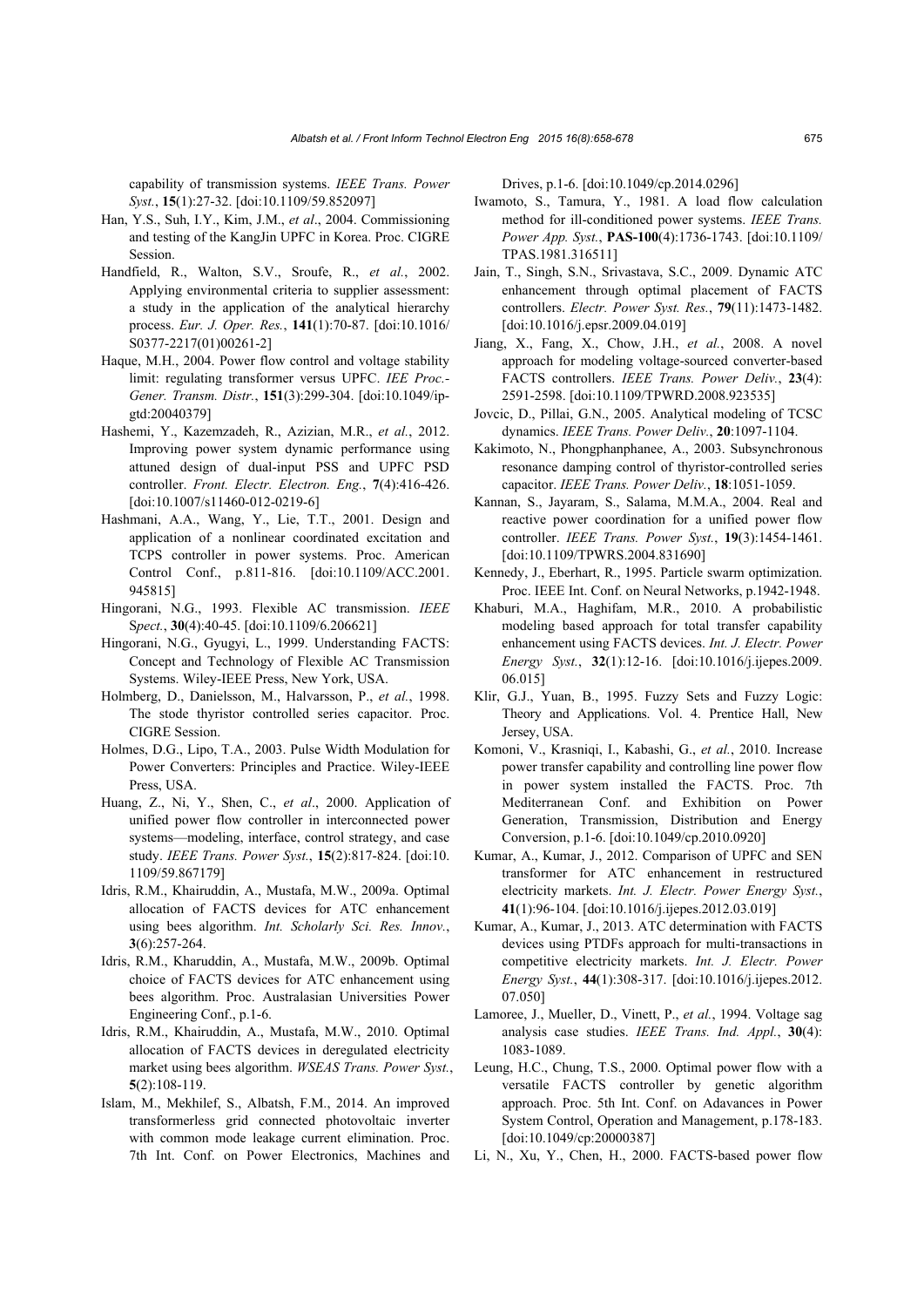capability of transmission systems. *IEEE Trans. Power Syst.*, **15**(1):27-32. [doi:10.1109/59.852097]

Han, Y.S., Suh, I.Y., Kim, J.M., *et al*., 2004. Commissioning and testing of the KangJin UPFC in Korea. Proc. CIGRE Session.

Handfield, R., Walton, S.V., Sroufe, R., *et al.*, 2002. Applying environmental criteria to supplier assessment: a study in the application of the analytical hierarchy process. *Eur. J. Oper. Res.*, **141**(1):70-87. [doi:10.1016/S0377-2217(01)00261-2]

Haque, M.H., 2004. Power flow control and voltage stability limit: regulating transformer versus UPFC. *IEE Proc.-Gener. Transm. Distr.*, **151**(3):299-304. [doi:10.1049/ip-gtd:20040379]

Hashemi, Y., Kazemzadeh, R., Azizian, M.R., *et al.*, 2012. Improving power system dynamic performance using attuned design of dual-input PSS and UPFC PSD controller. *Front. Electr. Electron. Eng.*, **7**(4):416-426. [doi:10.1007/s11460-012-0219-6]

Hashmani, A.A., Wang, Y., Lie, T.T., 2001. Design and application of a nonlinear coordinated excitation and TCPS controller in power systems. Proc. American Control Conf., p.811-816. [doi:10.1109/ACC.2001.945815]

Hingorani, N.G., 1993. Flexible AC transmission. *IEEE Spect.*, **30**(4):40-45. [doi:10.1109/6.206621]

Hingorani, N.G., Gyugyi, L., 1999. Understanding FACTS: Concept and Technology of Flexible AC Transmission Systems. Wiley-IEEE Press, New York, USA.

Holmberg, D., Danielsson, M., Halvarsson, P., *et al.*, 1998. The stode thyristor controlled series capacitor. Proc. CIGRE Session.

Holmes, D.G., Lipo, T.A., 2003. Pulse Width Modulation for Power Converters: Principles and Practice. Wiley-IEEE Press, USA.

Huang, Z., Ni, Y., Shen, C., *et al*., 2000. Application of unified power flow controller in interconnected power systems—modeling, interface, control strategy, and case study. *IEEE Trans. Power Syst.*, **15**(2):817-824. [doi:10.1109/59.867179]

Idris, R.M., Khairuddin, A., Mustafa, M.W., 2009a. Optimal allocation of FACTS devices for ATC enhancement using bees algorithm. *Int. Scholarly Sci. Res. Innov.*, **3**(6):257-264.

Idris, R.M., Kharuddin, A., Mustafa, M.W., 2009b. Optimal choice of FACTS devices for ATC enhancement using bees algorithm. Proc. Australasian Universities Power Engineering Conf., p.1-6.

Idris, R.M., Khairuddin, A., Mustafa, M.W., 2010. Optimal allocation of FACTS devices in deregulated electricity market using bees algorithm. *WSEAS Trans. Power Syst.*, **5**(2):108-119.

Islam, M., Mekhilef, S., Albatsh, F.M., 2014. An improved transformerless grid connected photovoltaic inverter with common mode leakage current elimination. Proc. 7th Int. Conf. on Power Electronics, Machines and Drives, p.1-6. [doi:10.1049/cp.2014.0296]

Iwamoto, S., Tamura, Y., 1981. A load flow calculation method for ill-conditioned power systems. *IEEE Trans. Power App. Syst.*, **PAS-100**(4):1736-1743. [doi:10.1109/TPAS.1981.316511]

Jain, T., Singh, S.N., Srivastava, S.C., 2009. Dynamic ATC enhancement through optimal placement of FACTS controllers. *Electr. Power Syst. Res.*, **79**(11):1473-1482. [doi:10.1016/j.epsr.2009.04.019]

Jiang, X., Fang, X., Chow, J.H., *et al.*, 2008. A novel approach for modeling voltage-sourced converter-based FACTS controllers. *IEEE Trans. Power Deliv.*, **23**(4):2591-2598. [doi:10.1109/TPWRD.2008.923535]

Jovcic, D., Pillai, G.N., 2005. Analytical modeling of TCSC dynamics. *IEEE Trans. Power Deliv.*, **20**:1097-1104.

Kakimoto, N., Phongphanphanee, A., 2003. Subsynchronous resonance damping control of thyristor-controlled series capacitor. *IEEE Trans. Power Deliv.*, **18**:1051-1059.

Kannan, S., Jayaram, S., Salama, M.M.A., 2004. Real and reactive power coordination for a unified power flow controller. *IEEE Trans. Power Syst.*, **19**(3):1454-1461. [doi:10.1109/TPWRS.2004.831690]

Kennedy, J., Eberhart, R., 1995. Particle swarm optimization. Proc. IEEE Int. Conf. on Neural Networks, p.1942-1948.

Khaburi, M.A., Haghifam, M.R., 2010. A probabilistic modeling based approach for total transfer capability enhancement using FACTS devices. *Int. J. Electr. Power Energy Syst.*, **32**(1):12-16. [doi:10.1016/j.ijepes.2009.06.015]

Klir, G.J., Yuan, B., 1995. Fuzzy Sets and Fuzzy Logic: Theory and Applications. Vol. 4. Prentice Hall, New Jersey, USA.

Komoni, V., Krasniqi, I., Kabashi, G., *et al.*, 2010. Increase power transfer capability and controlling line power flow in power system installed the FACTS. Proc. 7th Mediterranean Conf. and Exhibition on Power Generation, Transmission, Distribution and Energy Conversion, p.1-6. [doi:10.1049/cp.2010.0920]

Kumar, A., Kumar, J., 2012. Comparison of UPFC and SEN transformer for ATC enhancement in restructured electricity markets. *Int. J. Electr. Power Energy Syst.*, **41**(1):96-104. [doi:10.1016/j.ijepes.2012.03.019]

Kumar, A., Kumar, J., 2013. ATC determination with FACTS devices using PTDFs approach for multi-transactions in competitive electricity markets. *Int. J. Electr. Power Energy Syst.*, **44**(1):308-317. [doi:10.1016/j.ijepes.2012.07.050]

Lamoree, J., Mueller, D., Vinett, P., *et al.*, 1994. Voltage sag analysis case studies. *IEEE Trans. Ind. Appl.*, **30**(4):1083-1089.

Leung, H.C., Chung, T.S., 2000. Optimal power flow with a versatile FACTS controller by genetic algorithm approach. Proc. 5th Int. Conf. on Adavances in Power System Control, Operation and Management, p.178-183. [doi:10.1049/cp:20000387]

Li, N., Xu, Y., Chen, H., 2000. FACTS-based power flow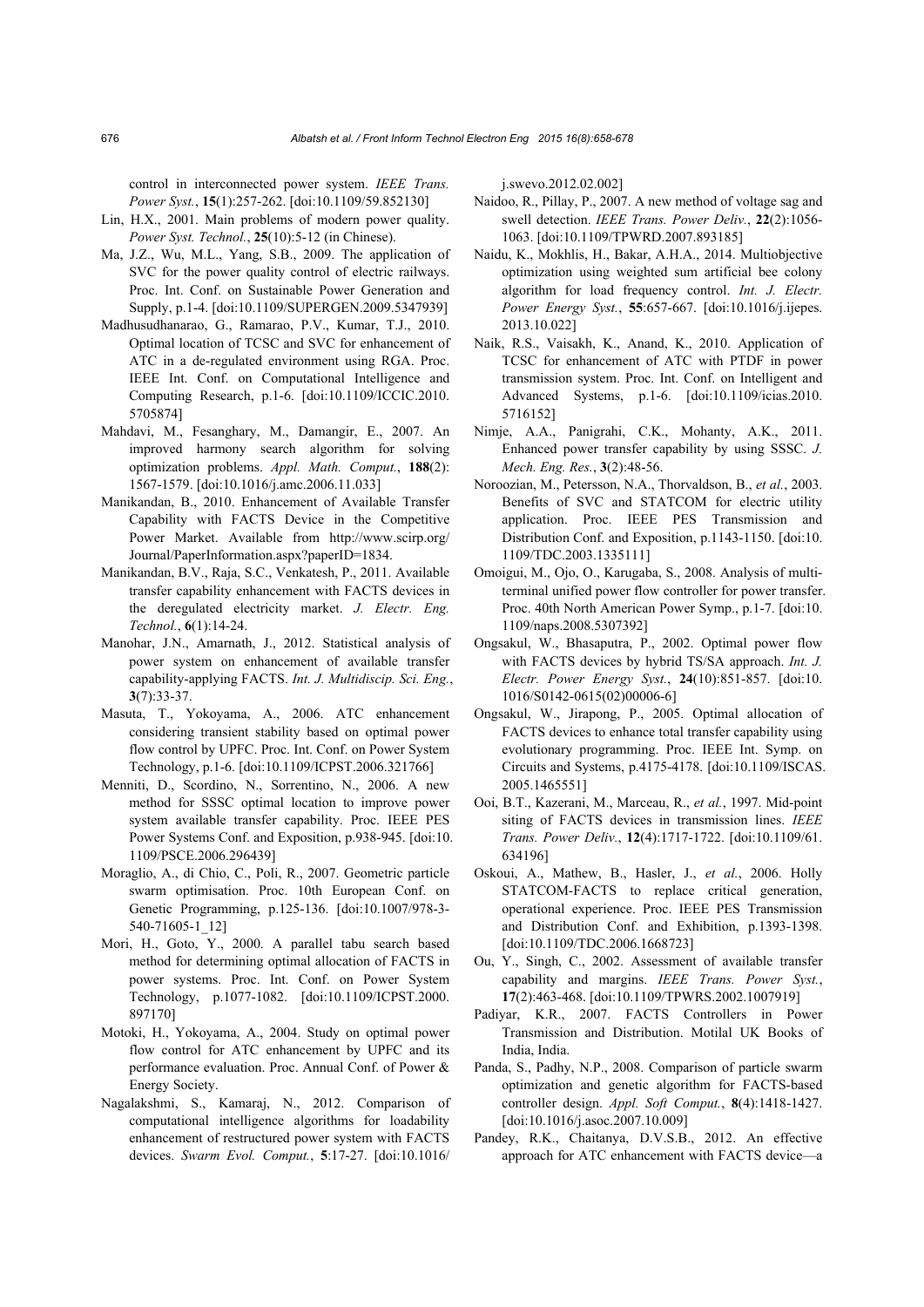control in interconnected power system. *IEEE Trans. Power Syst.*, **15**(1):257-262. [doi:10.1109/59.852130]

Lin, H.X., 2001. Main problems of modern power quality. *Power Syst. Technol.*, **25**(10):5-12 (in Chinese).

Ma, J.Z., Wu, M.L., Yang, S.B., 2009. The application of SVC for the power quality control of electric railways. Proc. Int. Conf. on Sustainable Power Generation and Supply, p.1-4. [doi:10.1109/SUPERGEN.2009.5347939]

Madhusudhanarao, G., Ramarao, P.V., Kumar, T.J., 2010. Optimal location of TCSC and SVC for enhancement of ATC in a de-regulated environment using RGA. Proc. IEEE Int. Conf. on Computational Intelligence and Computing Research, p.1-6. [doi:10.1109/ICCIC.2010.5705874]

Mahdavi, M., Fesanghary, M., Damangir, E., 2007. An improved harmony search algorithm for solving optimization problems. *Appl. Math. Comput.*, **188**(2): 1567-1579. [doi:10.1016/j.amc.2006.11.033]

Manikandan, B., 2010. Enhancement of Available Transfer Capability with FACTS Device in the Competitive Power Market. Available from http://www.scirp.org/Journal/PaperInformation.aspx?paperID=1834.

Manikandan, B.V., Raja, S.C., Venkatesh, P., 2011. Available transfer capability enhancement with FACTS devices in the deregulated electricity market. *J. Electr. Eng. Technol.*, **6**(1):14-24.

Manohar, J.N., Amarnath, J., 2012. Statistical analysis of power system on enhancement of available transfer capability-applying FACTS. *Int. J. Multidiscip. Sci. Eng.*, **3**(7):33-37.

Masuta, T., Yokoyama, A., 2006. ATC enhancement considering transient stability based on optimal power flow control by UPFC. Proc. Int. Conf. on Power System Technology, p.1-6. [doi:10.1109/ICPST.2006.321766]

Menniti, D., Scordino, N., Sorrentino, N., 2006. A new method for SSSC optimal location to improve power system available transfer capability. Proc. IEEE PES Power Systems Conf. and Exposition, p.938-945. [doi:10.1109/PSCE.2006.296439]

Moraglio, A., di Chio, C., Poli, R., 2007. Geometric particle swarm optimisation. Proc. 10th European Conf. on Genetic Programming, p.125-136. [doi:10.1007/978-3-540-71605-1_12]

Mori, H., Goto, Y., 2000. A parallel tabu search based method for determining optimal allocation of FACTS in power systems. Proc. Int. Conf. on Power System Technology, p.1077-1082. [doi:10.1109/ICPST.2000.897170]

Motoki, H., Yokoyama, A., 2004. Study on optimal power flow control for ATC enhancement by UPFC and its performance evaluation. Proc. Annual Conf. of Power & Energy Society.

Nagalakshmi, S., Kamaraj, N., 2012. Comparison of computational intelligence algorithms for loadability enhancement of restructured power system with FACTS devices. *Swarm Evol. Comput.*, **5**:17-27. [doi:10.1016/j.swevo.2012.02.002]

Naidoo, R., Pillay, P., 2007. A new method of voltage sag and swell detection. *IEEE Trans. Power Deliv.*, **22**(2):1056-1063. [doi:10.1109/TPWRD.2007.893185]

Naidu, K., Mokhlis, H., Bakar, A.H.A., 2014. Multiobjective optimization using weighted sum artificial bee colony algorithm for load frequency control. *Int. J. Electr. Power Energy Syst.*, **55**:657-667. [doi:10.1016/j.ijepes.2013.10.022]

Naik, R.S., Vaisakh, K., Anand, K., 2010. Application of TCSC for enhancement of ATC with PTDF in power transmission system. Proc. Int. Conf. on Intelligent and Advanced Systems, p.1-6. [doi:10.1109/icias.2010.5716152]

Nimje, A.A., Panigrahi, C.K., Mohanty, A.K., 2011. Enhanced power transfer capability by using SSSC. *J. Mech. Eng. Res.*, **3**(2):48-56.

Noroozian, M., Petersson, N.A., Thorvaldson, B., *et al.*, 2003. Benefits of SVC and STATCOM for electric utility application. Proc. IEEE PES Transmission and Distribution Conf. and Exposition, p.1143-1150. [doi:10.1109/TDC.2003.1335111]

Omoigui, M., Ojo, O., Karugaba, S., 2008. Analysis of multi-terminal unified power flow controller for power transfer. Proc. 40th North American Power Symp., p.1-7. [doi:10.1109/naps.2008.5307392]

Ongsakul, W., Bhasaputra, P., 2002. Optimal power flow with FACTS devices by hybrid TS/SA approach. *Int. J. Electr. Power Energy Syst.*, **24**(10):851-857. [doi:10.1016/S0142-0615(02)00006-6]

Ongsakul, W., Jirapong, P., 2005. Optimal allocation of FACTS devices to enhance total transfer capability using evolutionary programming. Proc. IEEE Int. Symp. on Circuits and Systems, p.4175-4178. [doi:10.1109/ISCAS.2005.1465551]

Ooi, B.T., Kazerani, M., Marceau, R., *et al.*, 1997. Mid-point siting of FACTS devices in transmission lines. *IEEE Trans. Power Deliv.*, **12**(4):1717-1722. [doi:10.1109/61.634196]

Oskoui, A., Mathew, B., Hasler, J., *et al.*, 2006. Holly STATCOM-FACTS to replace critical generation, operational experience. Proc. IEEE PES Transmission and Distribution Conf. and Exhibition, p.1393-1398. [doi:10.1109/TDC.2006.1668723]

Ou, Y., Singh, C., 2002. Assessment of available transfer capability and margins. *IEEE Trans. Power Syst.*, **17**(2):463-468. [doi:10.1109/TPWRS.2002.1007919]

Padiyar, K.R., 2007. FACTS Controllers in Power Transmission and Distribution. Motilal UK Books of India, India.

Panda, S., Padhy, N.P., 2008. Comparison of particle swarm optimization and genetic algorithm for FACTS-based controller design. *Appl. Soft Comput.*, **8**(4):1418-1427. [doi:10.1016/j.asoc.2007.10.009]

Pandey, R.K., Chaitanya, D.V.S.B., 2012. An effective approach for ATC enhancement with FACTS device—a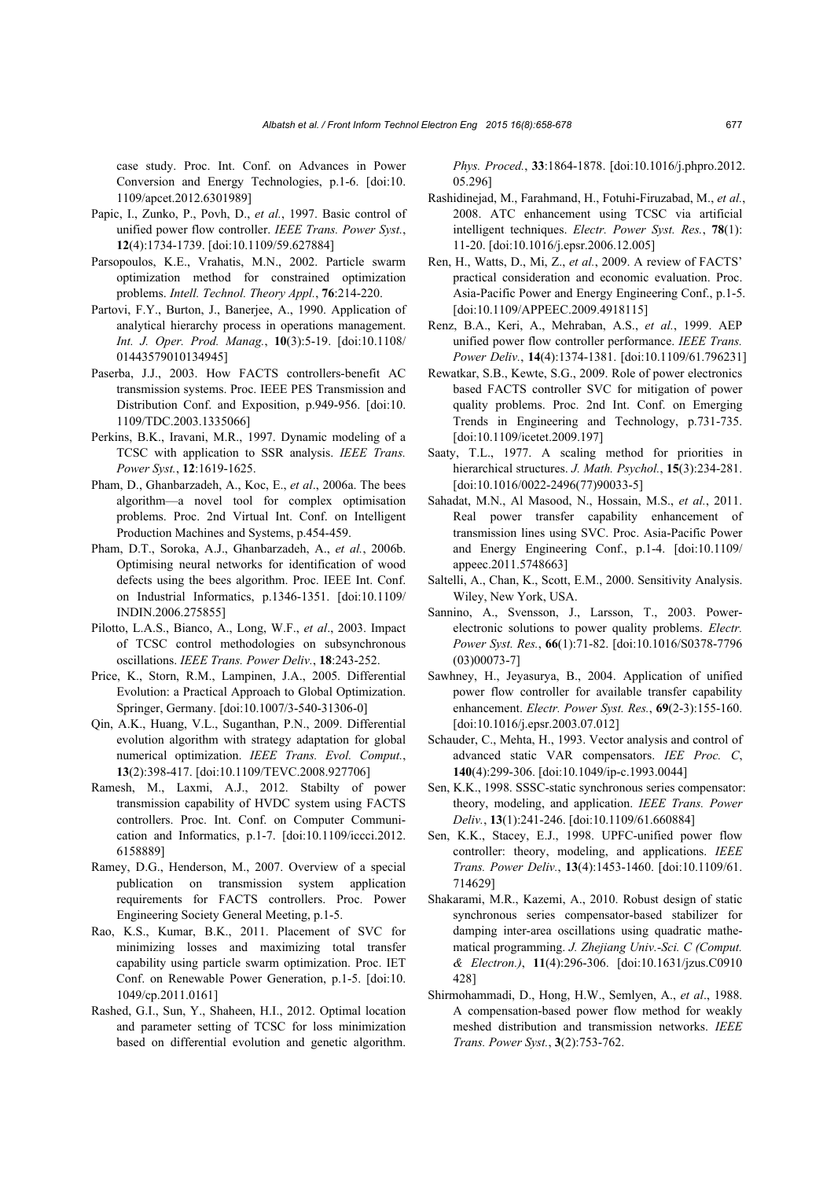case study. Proc. Int. Conf. on Advances in Power Conversion and Energy Technologies, p.1-6. [doi:10.1109/apcet.2012.6301989]

Papic, I., Zunko, P., Povh, D., *et al.*, 1997. Basic control of unified power flow controller. *IEEE Trans. Power Syst.*, **12**(4):1734-1739. [doi:10.1109/59.627884]

Parsopoulos, K.E., Vrahatis, M.N., 2002. Particle swarm optimization method for constrained optimization problems. *Intell. Technol. Theory Appl.*, **76**:214-220.

Partovi, F.Y., Burton, J., Banerjee, A., 1990. Application of analytical hierarchy process in operations management. *Int. J. Oper. Prod. Manag.*, **10**(3):5-19. [doi:10.1108/01443579010134945]

Paserba, J.J., 2003. How FACTS controllers-benefit AC transmission systems. Proc. IEEE PES Transmission and Distribution Conf. and Exposition, p.949-956. [doi:10.1109/TDC.2003.1335066]

Perkins, B.K., Iravani, M.R., 1997. Dynamic modeling of a TCSC with application to SSR analysis. *IEEE Trans. Power Syst.*, **12**:1619-1625.

Pham, D., Ghanbarzadeh, A., Koc, E., *et al*., 2006a. The bees algorithm—a novel tool for complex optimisation problems. Proc. 2nd Virtual Int. Conf. on Intelligent Production Machines and Systems, p.454-459.

Pham, D.T., Soroka, A.J., Ghanbarzadeh, A., *et al.*, 2006b. Optimising neural networks for identification of wood defects using the bees algorithm. Proc. IEEE Int. Conf. on Industrial Informatics, p.1346-1351. [doi:10.1109/INDIN.2006.275855]

Pilotto, L.A.S., Bianco, A., Long, W.F., *et al*., 2003. Impact of TCSC control methodologies on subsynchronous oscillations. *IEEE Trans. Power Deliv.*, **18**:243-252.

Price, K., Storn, R.M., Lampinen, J.A., 2005. Differential Evolution: a Practical Approach to Global Optimization. Springer, Germany. [doi:10.1007/3-540-31306-0]

Qin, A.K., Huang, V.L., Suganthan, P.N., 2009. Differential evolution algorithm with strategy adaptation for global numerical optimization. *IEEE Trans. Evol. Comput.*, **13**(2):398-417. [doi:10.1109/TEVC.2008.927706]

Ramesh, M., Laxmi, A.J., 2012. Stabilty of power transmission capability of HVDC system using FACTS controllers. Proc. Int. Conf. on Computer Communication and Informatics, p.1-7. [doi:10.1109/iccci.2012.6158889]

Ramey, D.G., Henderson, M., 2007. Overview of a special publication on transmission system application requirements for FACTS controllers. Proc. Power Engineering Society General Meeting, p.1-5.

Rao, K.S., Kumar, B.K., 2011. Placement of SVC for minimizing losses and maximizing total transfer capability using particle swarm optimization. Proc. IET Conf. on Renewable Power Generation, p.1-5. [doi:10.1049/cp.2011.0161]

Rashed, G.I., Sun, Y., Shaheen, H.I., 2012. Optimal location and parameter setting of TCSC for loss minimization based on differential evolution and genetic algorithm. *Phys. Proced.*, **33**:1864-1878. [doi:10.1016/j.phpro.2012.05.296]

Rashidinejad, M., Farahmand, H., Fotuhi-Firuzabad, M., *et al.*, 2008. ATC enhancement using TCSC via artificial intelligent techniques. *Electr. Power Syst. Res.*, **78**(1):11-20. [doi:10.1016/j.epsr.2006.12.005]

Ren, H., Watts, D., Mi, Z., *et al.*, 2009. A review of FACTS' practical consideration and economic evaluation. Proc. Asia-Pacific Power and Energy Engineering Conf., p.1-5. [doi:10.1109/APPEEC.2009.4918115]

Renz, B.A., Keri, A., Mehraban, A.S., *et al.*, 1999. AEP unified power flow controller performance. *IEEE Trans. Power Deliv.*, **14**(4):1374-1381. [doi:10.1109/61.796231]

Rewatkar, S.B., Kewte, S.G., 2009. Role of power electronics based FACTS controller SVC for mitigation of power quality problems. Proc. 2nd Int. Conf. on Emerging Trends in Engineering and Technology, p.731-735. [doi:10.1109/icetet.2009.197]

Saaty, T.L., 1977. A scaling method for priorities in hierarchical structures. *J. Math. Psychol.*, **15**(3):234-281. [doi:10.1016/0022-2496(77)90033-5]

Sahadat, M.N., Al Masood, N., Hossain, M.S., *et al.*, 2011. Real power transfer capability enhancement of transmission lines using SVC. Proc. Asia-Pacific Power and Energy Engineering Conf., p.1-4. [doi:10.1109/appeec.2011.5748663]

Saltelli, A., Chan, K., Scott, E.M., 2000. Sensitivity Analysis. Wiley, New York, USA.

Sannino, A., Svensson, J., Larsson, T., 2003. Power-electronic solutions to power quality problems. *Electr. Power Syst. Res.*, **66**(1):71-82. [doi:10.1016/S0378-7796(03)00073-7]

Sawhney, H., Jeyasurya, B., 2004. Application of unified power flow controller for available transfer capability enhancement. *Electr. Power Syst. Res.*, **69**(2-3):155-160. [doi:10.1016/j.epsr.2003.07.012]

Schauder, C., Mehta, H., 1993. Vector analysis and control of advanced static VAR compensators. *IEE Proc. C*, **140**(4):299-306. [doi:10.1049/ip-c.1993.0044]

Sen, K.K., 1998. SSSC-static synchronous series compensator: theory, modeling, and application. *IEEE Trans. Power Deliv.*, **13**(1):241-246. [doi:10.1109/61.660884]

Sen, K.K., Stacey, E.J., 1998. UPFC-unified power flow controller: theory, modeling, and applications. *IEEE Trans. Power Deliv.*, **13**(4):1453-1460. [doi:10.1109/61.714629]

Shakarami, M.R., Kazemi, A., 2010. Robust design of static synchronous series compensator-based stabilizer for damping inter-area oscillations using quadratic mathematical programming. *J. Zhejiang Univ.-Sci. C (Comput. & Electron.)*, **11**(4):296-306. [doi:10.1631/jzus.C0910428]

Shirmohammadi, D., Hong, H.W., Semlyen, A., *et al*., 1988. A compensation-based power flow method for weakly meshed distribution and transmission networks. *IEEE Trans. Power Syst.*, **3**(2):753-762.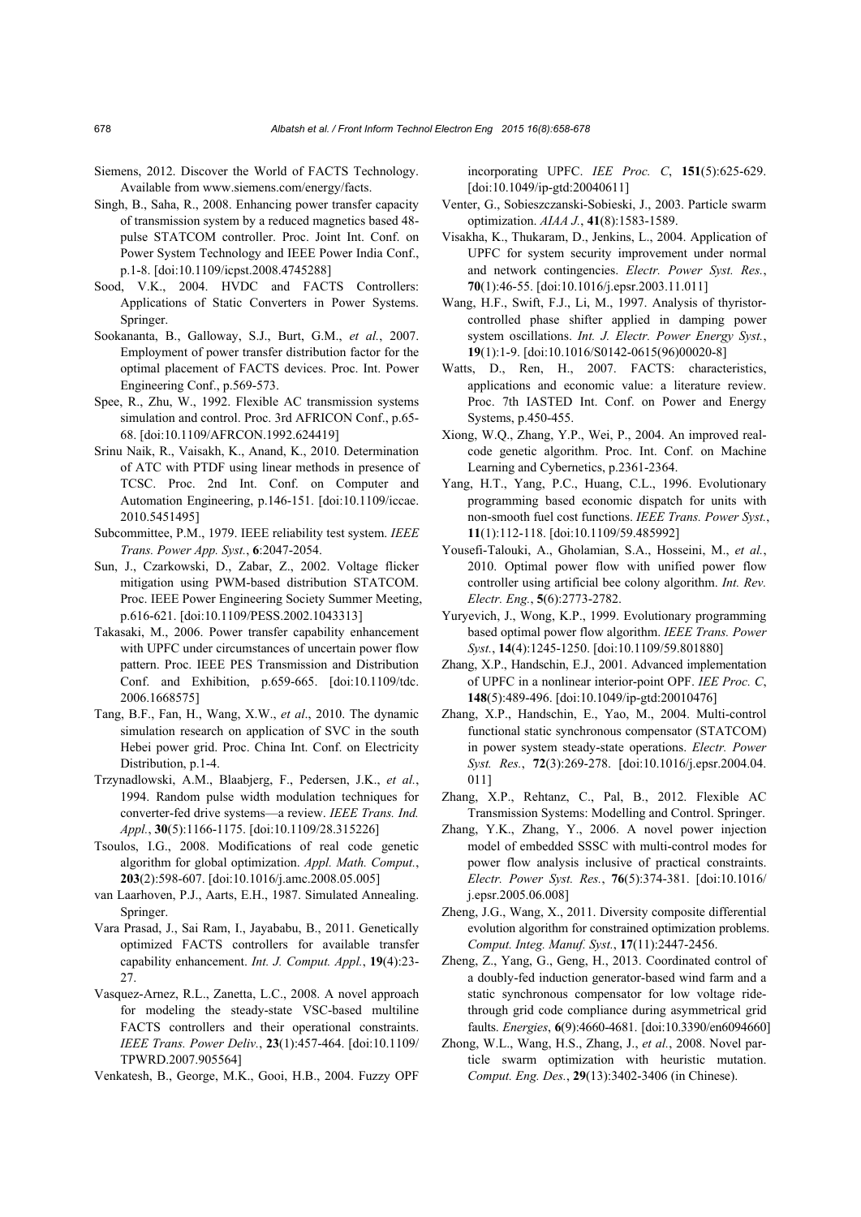Siemens, 2012. Discover the World of FACTS Technology. Available from www.siemens.com/energy/facts.

Singh, B., Saha, R., 2008. Enhancing power transfer capacity of transmission system by a reduced magnetics based 48-pulse STATCOM controller. Proc. Joint Int. Conf. on Power System Technology and IEEE Power India Conf., p.1-8. [doi:10.1109/icpst.2008.4745288]

Sood, V.K., 2004. HVDC and FACTS Controllers: Applications of Static Converters in Power Systems. Springer.

Sookananta, B., Galloway, S.J., Burt, G.M., *et al.*, 2007. Employment of power transfer distribution factor for the optimal placement of FACTS devices. Proc. Int. Power Engineering Conf., p.569-573.

Spee, R., Zhu, W., 1992. Flexible AC transmission systems simulation and control. Proc. 3rd AFRICON Conf., p.65-68. [doi:10.1109/AFRCON.1992.624419]

Srinu Naik, R., Vaisakh, K., Anand, K., 2010. Determination of ATC with PTDF using linear methods in presence of TCSC. Proc. 2nd Int. Conf. on Computer and Automation Engineering, p.146-151. [doi:10.1109/iccae.2010.5451495]

Subcommittee, P.M., 1979. IEEE reliability test system. *IEEE Trans. Power App. Syst.*, **6**:2047-2054.

Sun, J., Czarkowski, D., Zabar, Z., 2002. Voltage flicker mitigation using PWM-based distribution STATCOM. Proc. IEEE Power Engineering Society Summer Meeting, p.616-621. [doi:10.1109/PESS.2002.1043313]

Takasaki, M., 2006. Power transfer capability enhancement with UPFC under circumstances of uncertain power flow pattern. Proc. IEEE PES Transmission and Distribution Conf. and Exhibition, p.659-665. [doi:10.1109/tdc.2006.1668575]

Tang, B.F., Fan, H., Wang, X.W., *et al*., 2010. The dynamic simulation research on application of SVC in the south Hebei power grid. Proc. China Int. Conf. on Electricity Distribution, p.1-4.

Trzynadlowski, A.M., Blaabjerg, F., Pedersen, J.K., *et al.*, 1994. Random pulse width modulation techniques for converter-fed drive systems—a review. *IEEE Trans. Ind. Appl.*, **30**(5):1166-1175. [doi:10.1109/28.315226]

Tsoulos, I.G., 2008. Modifications of real code genetic algorithm for global optimization. *Appl. Math. Comput.*, **203**(2):598-607. [doi:10.1016/j.amc.2008.05.005]

van Laarhoven, P.J., Aarts, E.H., 1987. Simulated Annealing. Springer.

Vara Prasad, J., Sai Ram, I., Jayababu, B., 2011. Genetically optimized FACTS controllers for available transfer capability enhancement. *Int. J. Comput. Appl.*, **19**(4):23-27.

Vasquez-Arnez, R.L., Zanetta, L.C., 2008. A novel approach for modeling the steady-state VSC-based multiline FACTS controllers and their operational constraints. *IEEE Trans. Power Deliv.*, **23**(1):457-464. [doi:10.1109/TPWRD.2007.905564]

Venkatesh, B., George, M.K., Gooi, H.B., 2004. Fuzzy OPF incorporating UPFC. *IEE Proc. C*, **151**(5):625-629. [doi:10.1049/ip-gtd:20040611]

Venter, G., Sobieszczanski-Sobieski, J., 2003. Particle swarm optimization. *AIAA J.*, **41**(8):1583-1589.

Visakha, K., Thukaram, D., Jenkins, L., 2004. Application of UPFC for system security improvement under normal and network contingencies. *Electr. Power Syst. Res.*, **70**(1):46-55. [doi:10.1016/j.epsr.2003.11.011]

Wang, H.F., Swift, F.J., Li, M., 1997. Analysis of thyristor-controlled phase shifter applied in damping power system oscillations. *Int. J. Electr. Power Energy Syst.*, **19**(1):1-9. [doi:10.1016/S0142-0615(96)00020-8]

Watts, D., Ren, H., 2007. FACTS: characteristics, applications and economic value: a literature review. Proc. 7th IASTED Int. Conf. on Power and Energy Systems, p.450-455.

Xiong, W.Q., Zhang, Y.P., Wei, P., 2004. An improved real-code genetic algorithm. Proc. Int. Conf. on Machine Learning and Cybernetics, p.2361-2364.

Yang, H.T., Yang, P.C., Huang, C.L., 1996. Evolutionary programming based economic dispatch for units with non-smooth fuel cost functions. *IEEE Trans. Power Syst.*, **11**(1):112-118. [doi:10.1109/59.485992]

Yousefi-Talouki, A., Gholamian, S.A., Hosseini, M., *et al.*, 2010. Optimal power flow with unified power flow controller using artificial bee colony algorithm. *Int. Rev. Electr. Eng.*, **5**(6):2773-2782.

Yuryevich, J., Wong, K.P., 1999. Evolutionary programming based optimal power flow algorithm. *IEEE Trans. Power Syst.*, **14**(4):1245-1250. [doi:10.1109/59.801880]

Zhang, X.P., Handschin, E.J., 2001. Advanced implementation of UPFC in a nonlinear interior-point OPF. *IEE Proc. C*, **148**(5):489-496. [doi:10.1049/ip-gtd:20010476]

Zhang, X.P., Handschin, E., Yao, M., 2004. Multi-control functional static synchronous compensator (STATCOM) in power system steady-state operations. *Electr. Power Syst. Res.*, **72**(3):269-278. [doi:10.1016/j.epsr.2004.04.011]

Zhang, X.P., Rehtanz, C., Pal, B., 2012. Flexible AC Transmission Systems: Modelling and Control. Springer.

Zhang, Y.K., Zhang, Y., 2006. A novel power injection model of embedded SSSC with multi-control modes for power flow analysis inclusive of practical constraints. *Electr. Power Syst. Res.*, **76**(5):374-381. [doi:10.1016/j.epsr.2005.06.008]

Zheng, J.G., Wang, X., 2011. Diversity composite differential evolution algorithm for constrained optimization problems. *Comput. Integ. Manuf. Syst.*, **17**(11):2447-2456.

Zheng, Z., Yang, G., Geng, H., 2013. Coordinated control of a doubly-fed induction generator-based wind farm and a static synchronous compensator for low voltage ride-through grid code compliance during asymmetrical grid faults. *Energies*, **6**(9):4660-4681. [doi:10.3390/en6094660]

Zhong, W.L., Wang, H.S., Zhang, J., *et al.*, 2008. Novel particle swarm optimization with heuristic mutation. *Comput. Eng. Des.*, **29**(13):3402-3406 (in Chinese).